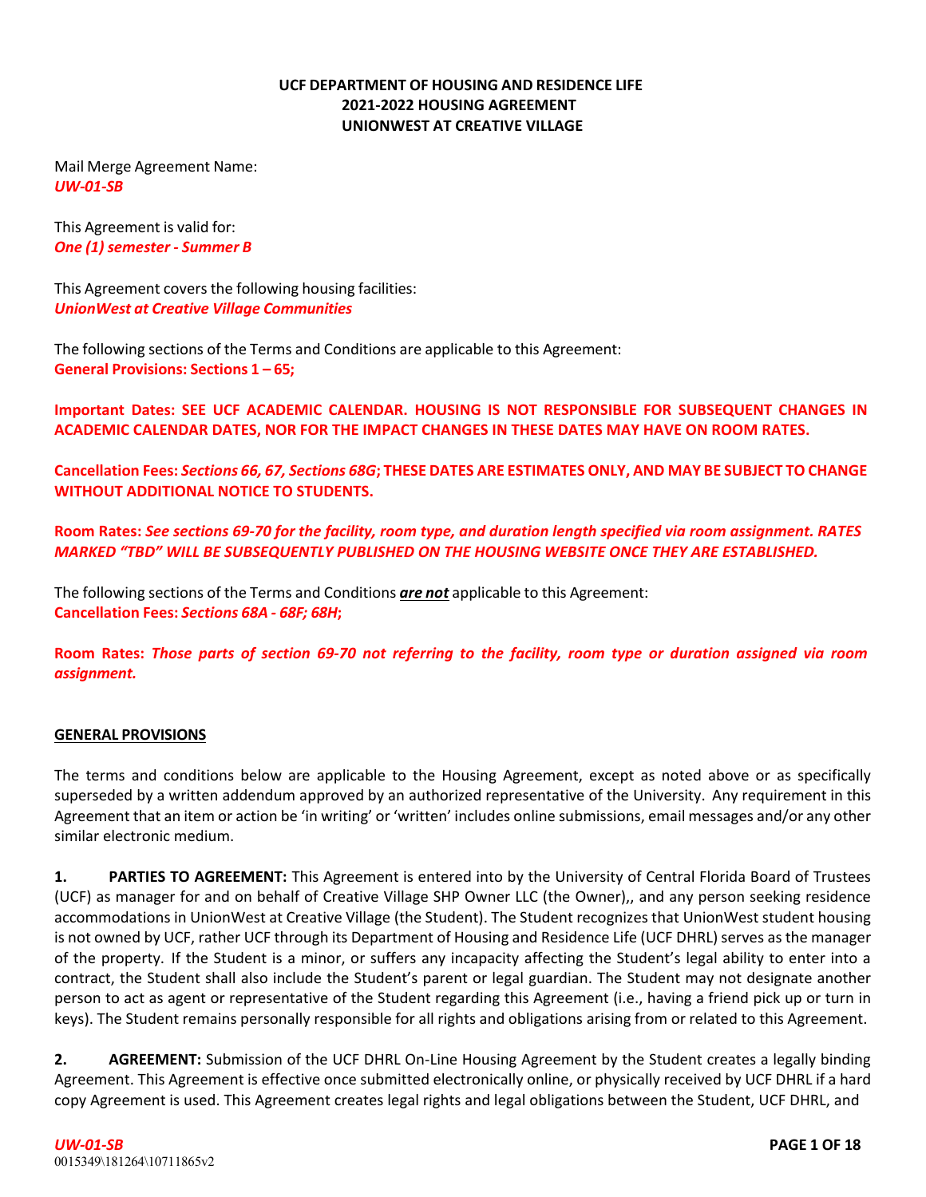**UCF DEPARTMENT OF HOUSING AND RESIDENCE LIFE**
**2021-2022 HOUSING AGREEMENT**
**UNIONWEST AT CREATIVE VILLAGE**

Mail Merge Agreement Name:
***UW-01-SB***

This Agreement is valid for:
***One (1) semester - Summer B***

This Agreement covers the following housing facilities:
***UnionWest at Creative Village Communities***

The following sections of the Terms and Conditions are applicable to this Agreement:
**General Provisions: Sections 1 – 65;**

**Important Dates: SEE UCF ACADEMIC CALENDAR. HOUSING IS NOT RESPONSIBLE FOR SUBSEQUENT CHANGES IN ACADEMIC CALENDAR DATES, NOR FOR THE IMPACT CHANGES IN THESE DATES MAY HAVE ON ROOM RATES.**

**Cancellation Fees:** ***Sections 66, 67, Sections 68G*****; THESE DATES ARE ESTIMATES ONLY, AND MAY BE SUBJECT TO CHANGE WITHOUT ADDITIONAL NOTICE TO STUDENTS.**

**Room Rates:** ***See sections 69-70 for the facility, room type, and duration length specified via room assignment. RATES MARKED "TBD" WILL BE SUBSEQUENTLY PUBLISHED ON THE HOUSING WEBSITE ONCE THEY ARE ESTABLISHED.***

The following sections of the Terms and Conditions ***are not*** applicable to this Agreement:
**Cancellation Fees:** ***Sections 68A - 68F; 68H*****;**

**Room Rates:** ***Those parts of section 69-70 not referring to the facility, room type or duration assigned via room assignment.***

## GENERAL PROVISIONS

The terms and conditions below are applicable to the Housing Agreement, except as noted above or as specifically superseded by a written addendum approved by an authorized representative of the University. Any requirement in this Agreement that an item or action be 'in writing' or 'written' includes online submissions, email messages and/or any other similar electronic medium.

**1. PARTIES TO AGREEMENT:** This Agreement is entered into by the University of Central Florida Board of Trustees (UCF) as manager for and on behalf of Creative Village SHP Owner LLC (the Owner),, and any person seeking residence accommodations in UnionWest at Creative Village (the Student). The Student recognizes that UnionWest student housing is not owned by UCF, rather UCF through its Department of Housing and Residence Life (UCF DHRL) serves as the manager of the property. If the Student is a minor, or suffers any incapacity affecting the Student's legal ability to enter into a contract, the Student shall also include the Student's parent or legal guardian. The Student may not designate another person to act as agent or representative of the Student regarding this Agreement (i.e., having a friend pick up or turn in keys). The Student remains personally responsible for all rights and obligations arising from or related to this Agreement.

**2. AGREEMENT:** Submission of the UCF DHRL On-Line Housing Agreement by the Student creates a legally binding Agreement. This Agreement is effective once submitted electronically online, or physically received by UCF DHRL if a hard copy Agreement is used. This Agreement creates legal rights and legal obligations between the Student, UCF DHRL, and

0015349\181264\10711865v2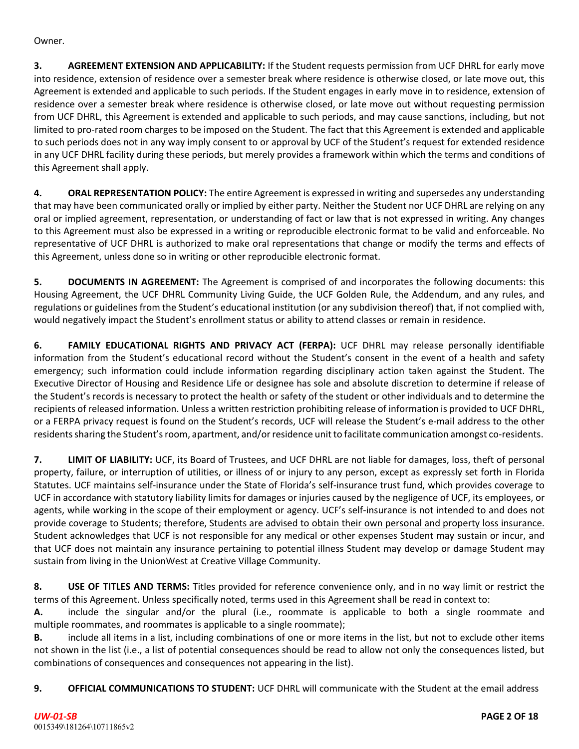Owner.

**3. AGREEMENT EXTENSION AND APPLICABILITY:** If the Student requests permission from UCF DHRL for early move into residence, extension of residence over a semester break where residence is otherwise closed, or late move out, this Agreement is extended and applicable to such periods. If the Student engages in early move in to residence, extension of residence over a semester break where residence is otherwise closed, or late move out without requesting permission from UCF DHRL, this Agreement is extended and applicable to such periods, and may cause sanctions, including, but not limited to pro-rated room charges to be imposed on the Student. The fact that this Agreement is extended and applicable to such periods does not in any way imply consent to or approval by UCF of the Student's request for extended residence in any UCF DHRL facility during these periods, but merely provides a framework within which the terms and conditions of this Agreement shall apply.

**4. ORAL REPRESENTATION POLICY:** The entire Agreement is expressed in writing and supersedes any understanding that may have been communicated orally or implied by either party. Neither the Student nor UCF DHRL are relying on any oral or implied agreement, representation, or understanding of fact or law that is not expressed in writing. Any changes to this Agreement must also be expressed in a writing or reproducible electronic format to be valid and enforceable. No representative of UCF DHRL is authorized to make oral representations that change or modify the terms and effects of this Agreement, unless done so in writing or other reproducible electronic format.

**5. DOCUMENTS IN AGREEMENT:** The Agreement is comprised of and incorporates the following documents: this Housing Agreement, the UCF DHRL Community Living Guide, the UCF Golden Rule, the Addendum, and any rules, and regulations or guidelines from the Student's educational institution (or any subdivision thereof) that, if not complied with, would negatively impact the Student's enrollment status or ability to attend classes or remain in residence.

**6. FAMILY EDUCATIONAL RIGHTS AND PRIVACY ACT (FERPA):** UCF DHRL may release personally identifiable information from the Student's educational record without the Student's consent in the event of a health and safety emergency; such information could include information regarding disciplinary action taken against the Student. The Executive Director of Housing and Residence Life or designee has sole and absolute discretion to determine if release of the Student's records is necessary to protect the health or safety of the student or other individuals and to determine the recipients of released information. Unless a written restriction prohibiting release of information is provided to UCF DHRL, or a FERPA privacy request is found on the Student's records, UCF will release the Student's e-mail address to the other residents sharing the Student's room, apartment, and/or residence unit to facilitate communication amongst co-residents.

**7. LIMIT OF LIABILITY:** UCF, its Board of Trustees, and UCF DHRL are not liable for damages, loss, theft of personal property, failure, or interruption of utilities, or illness of or injury to any person, except as expressly set forth in Florida Statutes. UCF maintains self-insurance under the State of Florida's self-insurance trust fund, which provides coverage to UCF in accordance with statutory liability limits for damages or injuries caused by the negligence of UCF, its employees, or agents, while working in the scope of their employment or agency. UCF's self-insurance is not intended to and does not provide coverage to Students; therefore, <u>Students are advised to obtain their own personal and property loss insurance.</u> Student acknowledges that UCF is not responsible for any medical or other expenses Student may sustain or incur, and that UCF does not maintain any insurance pertaining to potential illness Student may develop or damage Student may sustain from living in the UnionWest at Creative Village Community.

**8. USE OF TITLES AND TERMS:** Titles provided for reference convenience only, and in no way limit or restrict the terms of this Agreement. Unless specifically noted, terms used in this Agreement shall be read in context to:

**A.** include the singular and/or the plural (i.e., roommate is applicable to both a single roommate and multiple roommates, and roommates is applicable to a single roommate);

**B.** include all items in a list, including combinations of one or more items in the list, but not to exclude other items not shown in the list (i.e., a list of potential consequences should be read to allow not only the consequences listed, but combinations of consequences and consequences not appearing in the list).

**9. OFFICIAL COMMUNICATIONS TO STUDENT:** UCF DHRL will communicate with the Student at the email address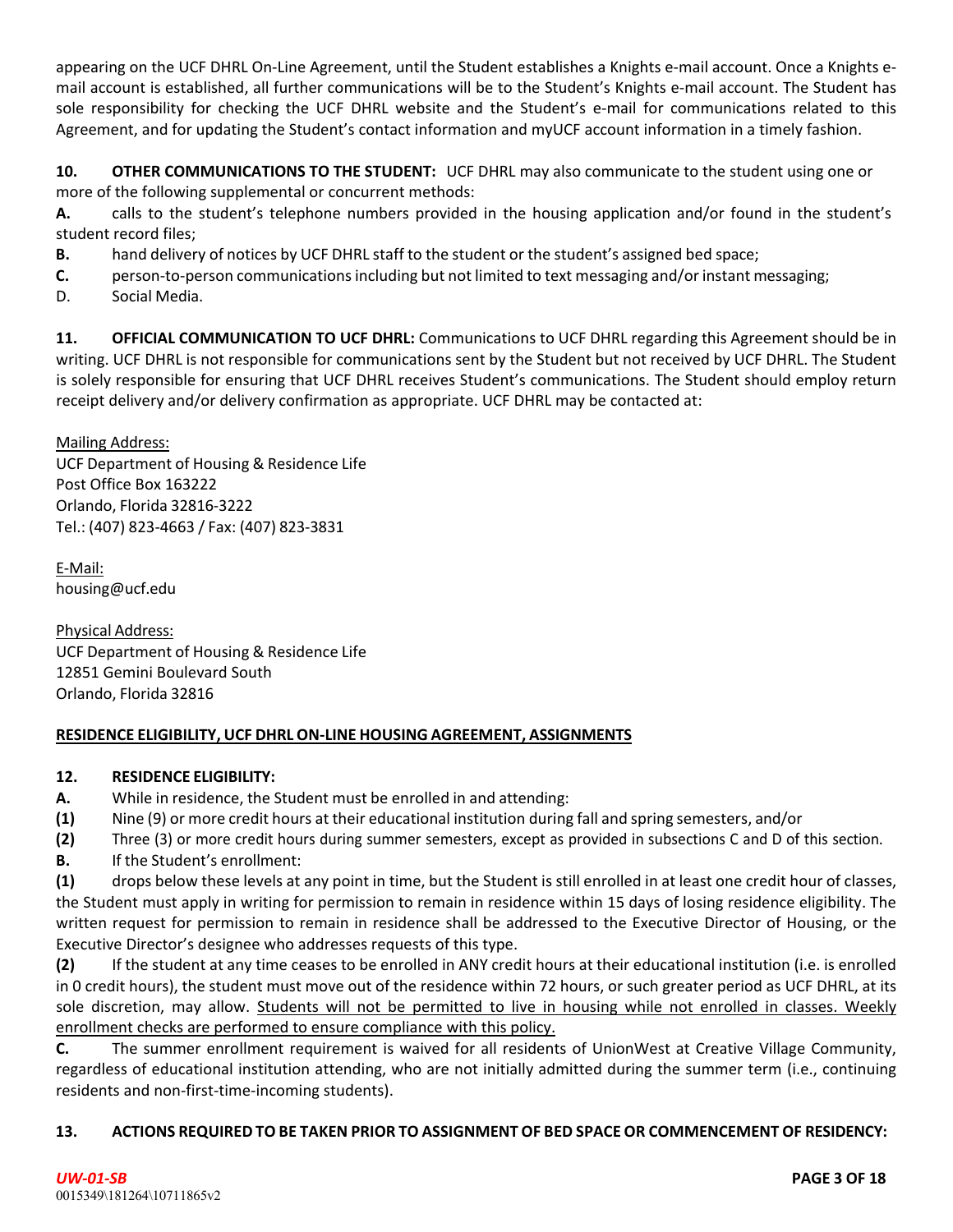appearing on the UCF DHRL On-Line Agreement, until the Student establishes a Knights e-mail account. Once a Knights e-mail account is established, all further communications will be to the Student's Knights e-mail account. The Student has sole responsibility for checking the UCF DHRL website and the Student's e-mail for communications related to this Agreement, and for updating the Student's contact information and myUCF account information in a timely fashion.

**10. OTHER COMMUNICATIONS TO THE STUDENT:** UCF DHRL may also communicate to the student using one or more of the following supplemental or concurrent methods:

**A.** calls to the student's telephone numbers provided in the housing application and/or found in the student's student record files;

**B.** hand delivery of notices by UCF DHRL staff to the student or the student's assigned bed space;

**C.** person-to-person communications including but not limited to text messaging and/or instant messaging;

D. Social Media.

**11. OFFICIAL COMMUNICATION TO UCF DHRL:** Communications to UCF DHRL regarding this Agreement should be in writing. UCF DHRL is not responsible for communications sent by the Student but not received by UCF DHRL. The Student is solely responsible for ensuring that UCF DHRL receives Student's communications. The Student should employ return receipt delivery and/or delivery confirmation as appropriate. UCF DHRL may be contacted at:

<u>Mailing Address:</u>
UCF Department of Housing & Residence Life
Post Office Box 163222
Orlando, Florida 32816-3222
Tel.: (407) 823-4663 / Fax: (407) 823-3831

<u>E-Mail:</u>
housing@ucf.edu

<u>Physical Address:</u>
UCF Department of Housing & Residence Life
12851 Gemini Boulevard South
Orlando, Florida 32816

## <u>RESIDENCE ELIGIBILITY, UCF DHRL ON-LINE HOUSING AGREEMENT, ASSIGNMENTS</u>

**12. RESIDENCE ELIGIBILITY:**

**A.** While in residence, the Student must be enrolled in and attending:

**(1)** Nine (9) or more credit hours at their educational institution during fall and spring semesters, and/or

**(2)** Three (3) or more credit hours during summer semesters, except as provided in subsections C and D of this section.

**B.** If the Student's enrollment:

**(1)** drops below these levels at any point in time, but the Student is still enrolled in at least one credit hour of classes, the Student must apply in writing for permission to remain in residence within 15 days of losing residence eligibility. The written request for permission to remain in residence shall be addressed to the Executive Director of Housing, or the Executive Director's designee who addresses requests of this type.

**(2)** If the student at any time ceases to be enrolled in ANY credit hours at their educational institution (i.e. is enrolled in 0 credit hours), the student must move out of the residence within 72 hours, or such greater period as UCF DHRL, at its sole discretion, may allow. <u>Students will not be permitted to live in housing while not enrolled in classes. Weekly enrollment checks are performed to ensure compliance with this policy.</u>

**C.** The summer enrollment requirement is waived for all residents of UnionWest at Creative Village Community, regardless of educational institution attending, who are not initially admitted during the summer term (i.e., continuing residents and non-first-time-incoming students).

**13. ACTIONS REQUIRED TO BE TAKEN PRIOR TO ASSIGNMENT OF BED SPACE OR COMMENCEMENT OF RESIDENCY:**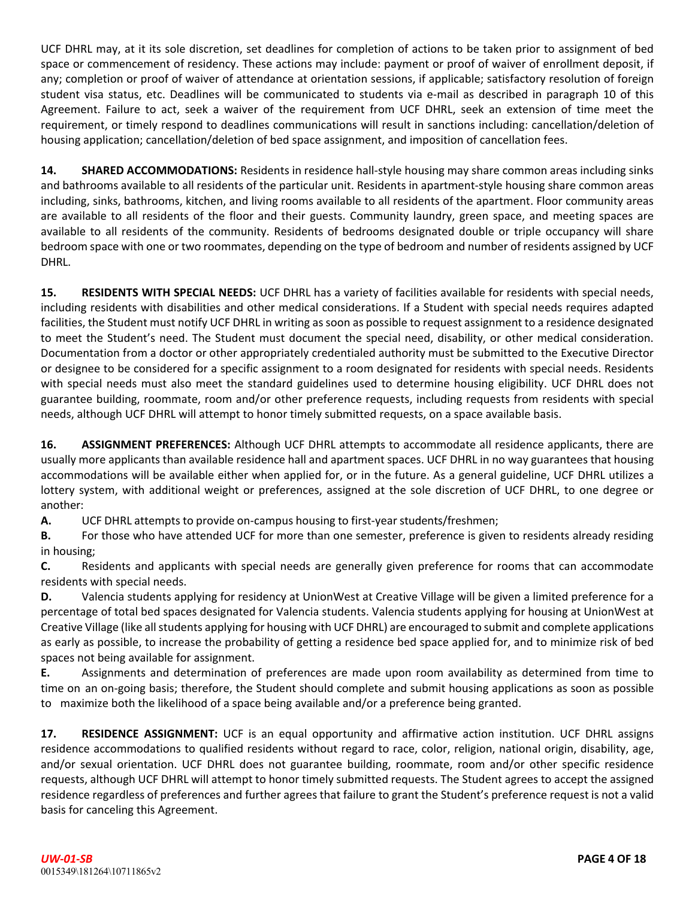UCF DHRL may, at it its sole discretion, set deadlines for completion of actions to be taken prior to assignment of bed space or commencement of residency. These actions may include: payment or proof of waiver of enrollment deposit, if any; completion or proof of waiver of attendance at orientation sessions, if applicable; satisfactory resolution of foreign student visa status, etc. Deadlines will be communicated to students via e-mail as described in paragraph 10 of this Agreement. Failure to act, seek a waiver of the requirement from UCF DHRL, seek an extension of time meet the requirement, or timely respond to deadlines communications will result in sanctions including: cancellation/deletion of housing application; cancellation/deletion of bed space assignment, and imposition of cancellation fees.

**14. SHARED ACCOMMODATIONS:** Residents in residence hall-style housing may share common areas including sinks and bathrooms available to all residents of the particular unit. Residents in apartment-style housing share common areas including, sinks, bathrooms, kitchen, and living rooms available to all residents of the apartment. Floor community areas are available to all residents of the floor and their guests. Community laundry, green space, and meeting spaces are available to all residents of the community. Residents of bedrooms designated double or triple occupancy will share bedroom space with one or two roommates, depending on the type of bedroom and number of residents assigned by UCF DHRL.

**15. RESIDENTS WITH SPECIAL NEEDS:** UCF DHRL has a variety of facilities available for residents with special needs, including residents with disabilities and other medical considerations. If a Student with special needs requires adapted facilities, the Student must notify UCF DHRL in writing as soon as possible to request assignment to a residence designated to meet the Student's need. The Student must document the special need, disability, or other medical consideration. Documentation from a doctor or other appropriately credentialed authority must be submitted to the Executive Director or designee to be considered for a specific assignment to a room designated for residents with special needs. Residents with special needs must also meet the standard guidelines used to determine housing eligibility. UCF DHRL does not guarantee building, roommate, room and/or other preference requests, including requests from residents with special needs, although UCF DHRL will attempt to honor timely submitted requests, on a space available basis.

**16. ASSIGNMENT PREFERENCES:** Although UCF DHRL attempts to accommodate all residence applicants, there are usually more applicants than available residence hall and apartment spaces. UCF DHRL in no way guarantees that housing accommodations will be available either when applied for, or in the future. As a general guideline, UCF DHRL utilizes a lottery system, with additional weight or preferences, assigned at the sole discretion of UCF DHRL, to one degree or another:

**A.** UCF DHRL attempts to provide on-campus housing to first-year students/freshmen;

**B.** For those who have attended UCF for more than one semester, preference is given to residents already residing in housing;

**C.** Residents and applicants with special needs are generally given preference for rooms that can accommodate residents with special needs.

**D.** Valencia students applying for residency at UnionWest at Creative Village will be given a limited preference for a percentage of total bed spaces designated for Valencia students. Valencia students applying for housing at UnionWest at Creative Village (like all students applying for housing with UCF DHRL) are encouraged to submit and complete applications as early as possible, to increase the probability of getting a residence bed space applied for, and to minimize risk of bed spaces not being available for assignment.

**E.** Assignments and determination of preferences are made upon room availability as determined from time to time on an on-going basis; therefore, the Student should complete and submit housing applications as soon as possible to maximize both the likelihood of a space being available and/or a preference being granted.

**17. RESIDENCE ASSIGNMENT:** UCF is an equal opportunity and affirmative action institution. UCF DHRL assigns residence accommodations to qualified residents without regard to race, color, religion, national origin, disability, age, and/or sexual orientation. UCF DHRL does not guarantee building, roommate, room and/or other specific residence requests, although UCF DHRL will attempt to honor timely submitted requests. The Student agrees to accept the assigned residence regardless of preferences and further agrees that failure to grant the Student's preference request is not a valid basis for canceling this Agreement.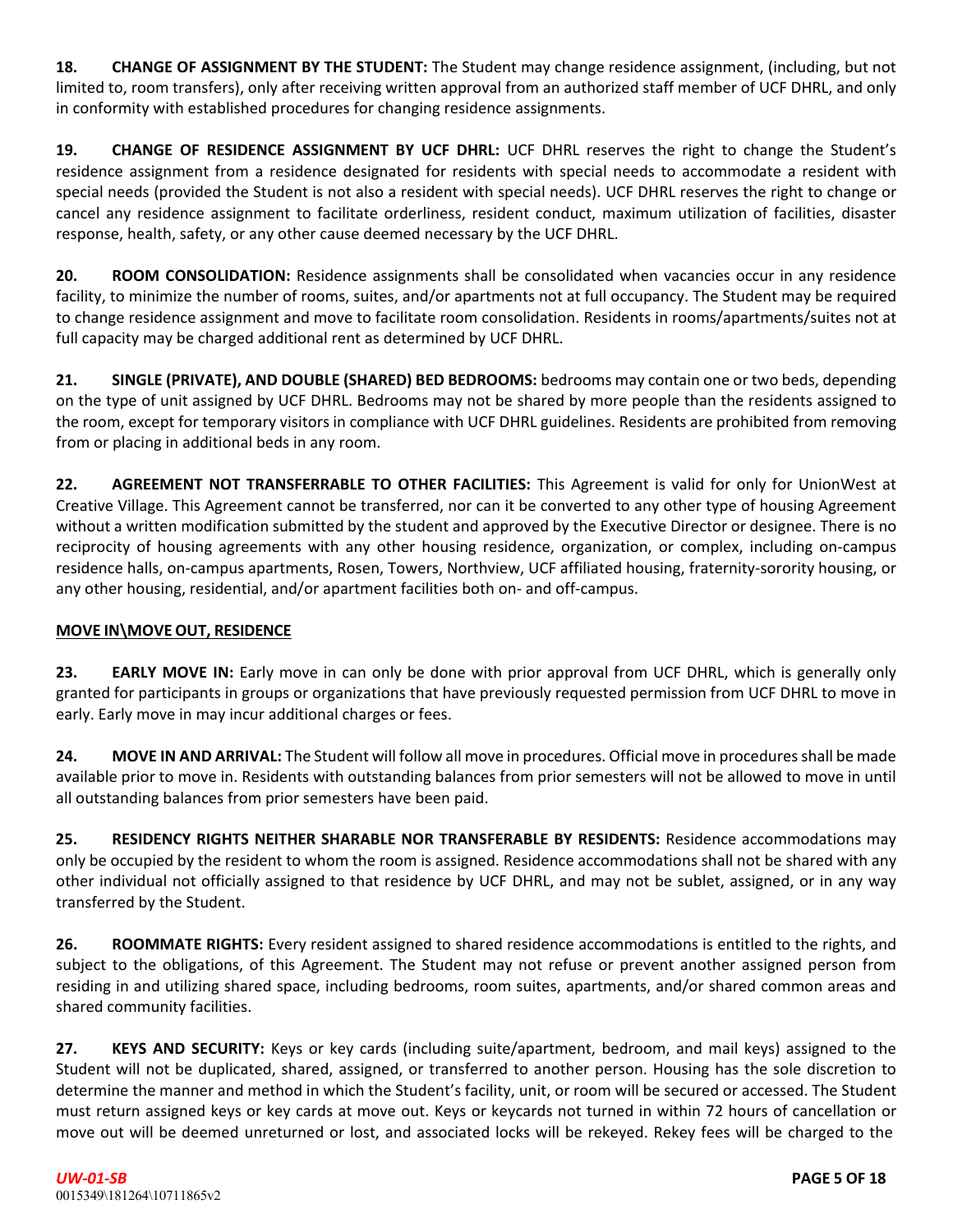**18. CHANGE OF ASSIGNMENT BY THE STUDENT:** The Student may change residence assignment, (including, but not limited to, room transfers), only after receiving written approval from an authorized staff member of UCF DHRL, and only in conformity with established procedures for changing residence assignments.

**19. CHANGE OF RESIDENCE ASSIGNMENT BY UCF DHRL:** UCF DHRL reserves the right to change the Student's residence assignment from a residence designated for residents with special needs to accommodate a resident with special needs (provided the Student is not also a resident with special needs). UCF DHRL reserves the right to change or cancel any residence assignment to facilitate orderliness, resident conduct, maximum utilization of facilities, disaster response, health, safety, or any other cause deemed necessary by the UCF DHRL.

**20. ROOM CONSOLIDATION:** Residence assignments shall be consolidated when vacancies occur in any residence facility, to minimize the number of rooms, suites, and/or apartments not at full occupancy. The Student may be required to change residence assignment and move to facilitate room consolidation. Residents in rooms/apartments/suites not at full capacity may be charged additional rent as determined by UCF DHRL.

**21. SINGLE (PRIVATE), AND DOUBLE (SHARED) BED BEDROOMS:** bedrooms may contain one or two beds, depending on the type of unit assigned by UCF DHRL. Bedrooms may not be shared by more people than the residents assigned to the room, except for temporary visitors in compliance with UCF DHRL guidelines. Residents are prohibited from removing from or placing in additional beds in any room.

**22. AGREEMENT NOT TRANSFERRABLE TO OTHER FACILITIES:** This Agreement is valid for only for UnionWest at Creative Village. This Agreement cannot be transferred, nor can it be converted to any other type of housing Agreement without a written modification submitted by the student and approved by the Executive Director or designee. There is no reciprocity of housing agreements with any other housing residence, organization, or complex, including on-campus residence halls, on-campus apartments, Rosen, Towers, Northview, UCF affiliated housing, fraternity-sorority housing, or any other housing, residential, and/or apartment facilities both on- and off-campus.

**MOVE IN\MOVE OUT, RESIDENCE**

**23. EARLY MOVE IN:** Early move in can only be done with prior approval from UCF DHRL, which is generally only granted for participants in groups or organizations that have previously requested permission from UCF DHRL to move in early. Early move in may incur additional charges or fees.

**24. MOVE IN AND ARRIVAL:** The Student will follow all move in procedures. Official move in procedures shall be made available prior to move in. Residents with outstanding balances from prior semesters will not be allowed to move in until all outstanding balances from prior semesters have been paid.

**25. RESIDENCY RIGHTS NEITHER SHARABLE NOR TRANSFERABLE BY RESIDENTS:** Residence accommodations may only be occupied by the resident to whom the room is assigned. Residence accommodations shall not be shared with any other individual not officially assigned to that residence by UCF DHRL, and may not be sublet, assigned, or in any way transferred by the Student.

**26. ROOMMATE RIGHTS:** Every resident assigned to shared residence accommodations is entitled to the rights, and subject to the obligations, of this Agreement. The Student may not refuse or prevent another assigned person from residing in and utilizing shared space, including bedrooms, room suites, apartments, and/or shared common areas and shared community facilities.

**27. KEYS AND SECURITY:** Keys or key cards (including suite/apartment, bedroom, and mail keys) assigned to the Student will not be duplicated, shared, assigned, or transferred to another person. Housing has the sole discretion to determine the manner and method in which the Student's facility, unit, or room will be secured or accessed. The Student must return assigned keys or key cards at move out. Keys or keycards not turned in within 72 hours of cancellation or move out will be deemed unreturned or lost, and associated locks will be rekeyed. Rekey fees will be charged to the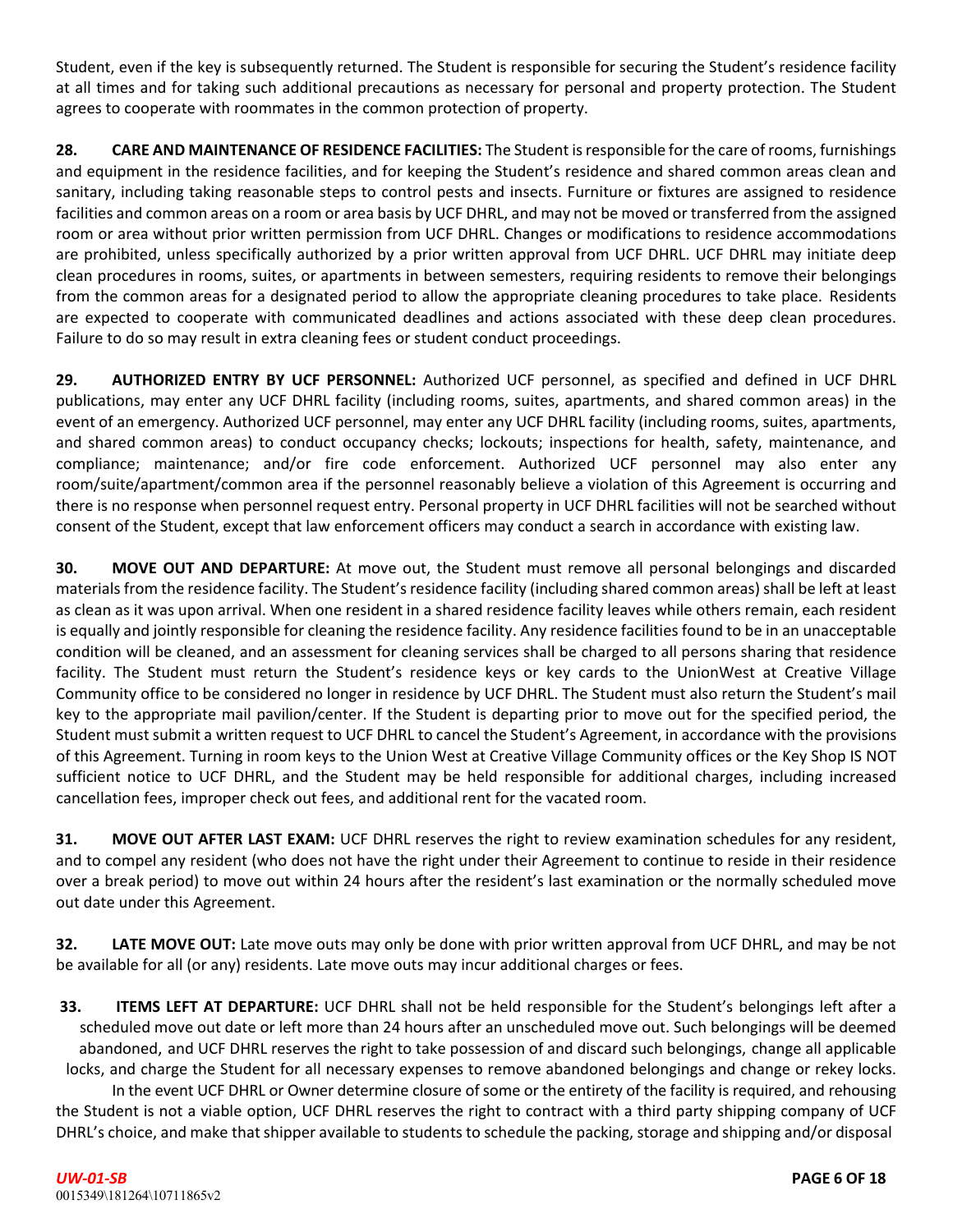Student, even if the key is subsequently returned. The Student is responsible for securing the Student's residence facility at all times and for taking such additional precautions as necessary for personal and property protection. The Student agrees to cooperate with roommates in the common protection of property.

**28. CARE AND MAINTENANCE OF RESIDENCE FACILITIES:** The Student is responsible for the care of rooms, furnishings and equipment in the residence facilities, and for keeping the Student's residence and shared common areas clean and sanitary, including taking reasonable steps to control pests and insects. Furniture or fixtures are assigned to residence facilities and common areas on a room or area basis by UCF DHRL, and may not be moved or transferred from the assigned room or area without prior written permission from UCF DHRL. Changes or modifications to residence accommodations are prohibited, unless specifically authorized by a prior written approval from UCF DHRL. UCF DHRL may initiate deep clean procedures in rooms, suites, or apartments in between semesters, requiring residents to remove their belongings from the common areas for a designated period to allow the appropriate cleaning procedures to take place. Residents are expected to cooperate with communicated deadlines and actions associated with these deep clean procedures. Failure to do so may result in extra cleaning fees or student conduct proceedings.

**29. AUTHORIZED ENTRY BY UCF PERSONNEL:** Authorized UCF personnel, as specified and defined in UCF DHRL publications, may enter any UCF DHRL facility (including rooms, suites, apartments, and shared common areas) in the event of an emergency. Authorized UCF personnel, may enter any UCF DHRL facility (including rooms, suites, apartments, and shared common areas) to conduct occupancy checks; lockouts; inspections for health, safety, maintenance, and compliance; maintenance; and/or fire code enforcement. Authorized UCF personnel may also enter any room/suite/apartment/common area if the personnel reasonably believe a violation of this Agreement is occurring and there is no response when personnel request entry. Personal property in UCF DHRL facilities will not be searched without consent of the Student, except that law enforcement officers may conduct a search in accordance with existing law.

**30. MOVE OUT AND DEPARTURE:** At move out, the Student must remove all personal belongings and discarded materials from the residence facility. The Student's residence facility (including shared common areas) shall be left at least as clean as it was upon arrival. When one resident in a shared residence facility leaves while others remain, each resident is equally and jointly responsible for cleaning the residence facility. Any residence facilities found to be in an unacceptable condition will be cleaned, and an assessment for cleaning services shall be charged to all persons sharing that residence facility. The Student must return the Student's residence keys or key cards to the UnionWest at Creative Village Community office to be considered no longer in residence by UCF DHRL. The Student must also return the Student's mail key to the appropriate mail pavilion/center. If the Student is departing prior to move out for the specified period, the Student must submit a written request to UCF DHRL to cancel the Student's Agreement, in accordance with the provisions of this Agreement. Turning in room keys to the Union West at Creative Village Community offices or the Key Shop IS NOT sufficient notice to UCF DHRL, and the Student may be held responsible for additional charges, including increased cancellation fees, improper check out fees, and additional rent for the vacated room.

**31. MOVE OUT AFTER LAST EXAM:** UCF DHRL reserves the right to review examination schedules for any resident, and to compel any resident (who does not have the right under their Agreement to continue to reside in their residence over a break period) to move out within 24 hours after the resident's last examination or the normally scheduled move out date under this Agreement.

**32. LATE MOVE OUT:** Late move outs may only be done with prior written approval from UCF DHRL, and may be not be available for all (or any) residents. Late move outs may incur additional charges or fees.

**33. ITEMS LEFT AT DEPARTURE:** UCF DHRL shall not be held responsible for the Student's belongings left after a scheduled move out date or left more than 24 hours after an unscheduled move out. Such belongings will be deemed abandoned, and UCF DHRL reserves the right to take possession of and discard such belongings, change all applicable locks, and charge the Student for all necessary expenses to remove abandoned belongings and change or rekey locks.

In the event UCF DHRL or Owner determine closure of some or the entirety of the facility is required, and rehousing the Student is not a viable option, UCF DHRL reserves the right to contract with a third party shipping company of UCF DHRL's choice, and make that shipper available to students to schedule the packing, storage and shipping and/or disposal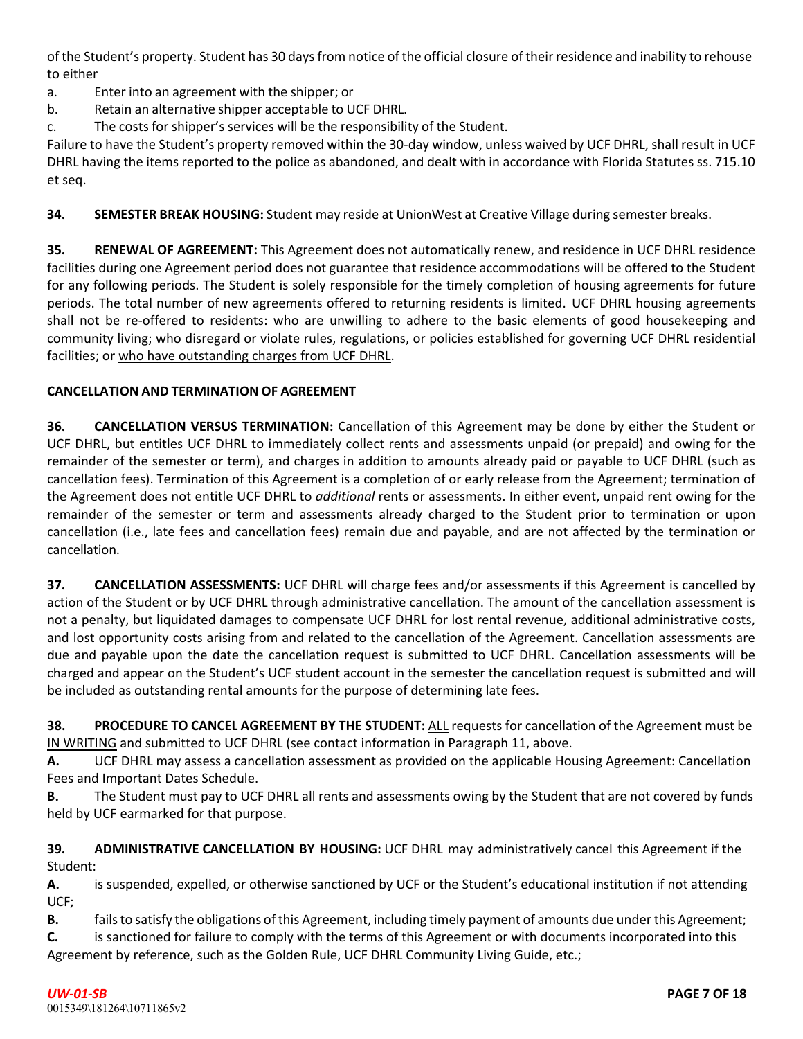of the Student's property. Student has 30 days from notice of the official closure of their residence and inability to rehouse to either

a. Enter into an agreement with the shipper; or
b. Retain an alternative shipper acceptable to UCF DHRL.
c. The costs for shipper's services will be the responsibility of the Student.

Failure to have the Student's property removed within the 30-day window, unless waived by UCF DHRL, shall result in UCF DHRL having the items reported to the police as abandoned, and dealt with in accordance with Florida Statutes ss. 715.10 et seq.

**34. SEMESTER BREAK HOUSING:** Student may reside at UnionWest at Creative Village during semester breaks.

**35. RENEWAL OF AGREEMENT:** This Agreement does not automatically renew, and residence in UCF DHRL residence facilities during one Agreement period does not guarantee that residence accommodations will be offered to the Student for any following periods. The Student is solely responsible for the timely completion of housing agreements for future periods. The total number of new agreements offered to returning residents is limited. UCF DHRL housing agreements shall not be re-offered to residents: who are unwilling to adhere to the basic elements of good housekeeping and community living; who disregard or violate rules, regulations, or policies established for governing UCF DHRL residential facilities; or <u>who have outstanding charges from UCF DHRL</u>.

**<u>CANCELLATION AND TERMINATION OF AGREEMENT</u>**

**36. CANCELLATION VERSUS TERMINATION:** Cancellation of this Agreement may be done by either the Student or UCF DHRL, but entitles UCF DHRL to immediately collect rents and assessments unpaid (or prepaid) and owing for the remainder of the semester or term), and charges in addition to amounts already paid or payable to UCF DHRL (such as cancellation fees). Termination of this Agreement is a completion of or early release from the Agreement; termination of the Agreement does not entitle UCF DHRL to *additional* rents or assessments. In either event, unpaid rent owing for the remainder of the semester or term and assessments already charged to the Student prior to termination or upon cancellation (i.e., late fees and cancellation fees) remain due and payable, and are not affected by the termination or cancellation.

**37. CANCELLATION ASSESSMENTS:** UCF DHRL will charge fees and/or assessments if this Agreement is cancelled by action of the Student or by UCF DHRL through administrative cancellation. The amount of the cancellation assessment is not a penalty, but liquidated damages to compensate UCF DHRL for lost rental revenue, additional administrative costs, and lost opportunity costs arising from and related to the cancellation of the Agreement. Cancellation assessments are due and payable upon the date the cancellation request is submitted to UCF DHRL. Cancellation assessments will be charged and appear on the Student's UCF student account in the semester the cancellation request is submitted and will be included as outstanding rental amounts for the purpose of determining late fees.

**38. PROCEDURE TO CANCEL AGREEMENT BY THE STUDENT:** <u>ALL</u> requests for cancellation of the Agreement must be <u>IN WRITING</u> and submitted to UCF DHRL (see contact information in Paragraph 11, above.

**A.** UCF DHRL may assess a cancellation assessment as provided on the applicable Housing Agreement: Cancellation Fees and Important Dates Schedule.

**B.** The Student must pay to UCF DHRL all rents and assessments owing by the Student that are not covered by funds held by UCF earmarked for that purpose.

**39. ADMINISTRATIVE CANCELLATION BY HOUSING:** UCF DHRL may administratively cancel this Agreement if the Student:

**A.** is suspended, expelled, or otherwise sanctioned by UCF or the Student's educational institution if not attending UCF;

**B.** fails to satisfy the obligations of this Agreement, including timely payment of amounts due under this Agreement;

**C.** is sanctioned for failure to comply with the terms of this Agreement or with documents incorporated into this Agreement by reference, such as the Golden Rule, UCF DHRL Community Living Guide, etc.;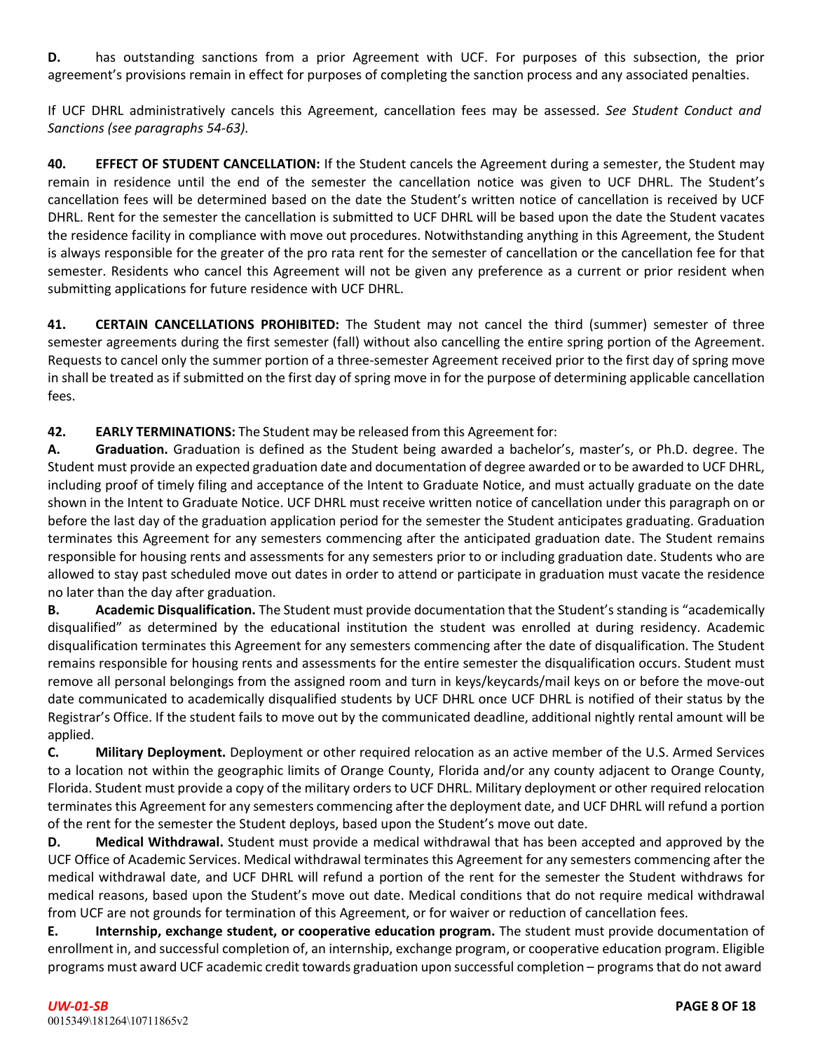**D.** has outstanding sanctions from a prior Agreement with UCF. For purposes of this subsection, the prior agreement's provisions remain in effect for purposes of completing the sanction process and any associated penalties.

If UCF DHRL administratively cancels this Agreement, cancellation fees may be assessed. *See Student Conduct and Sanctions (see paragraphs 54-63).*

**40. EFFECT OF STUDENT CANCELLATION:** If the Student cancels the Agreement during a semester, the Student may remain in residence until the end of the semester the cancellation notice was given to UCF DHRL. The Student's cancellation fees will be determined based on the date the Student's written notice of cancellation is received by UCF DHRL. Rent for the semester the cancellation is submitted to UCF DHRL will be based upon the date the Student vacates the residence facility in compliance with move out procedures. Notwithstanding anything in this Agreement, the Student is always responsible for the greater of the pro rata rent for the semester of cancellation or the cancellation fee for that semester. Residents who cancel this Agreement will not be given any preference as a current or prior resident when submitting applications for future residence with UCF DHRL.

**41. CERTAIN CANCELLATIONS PROHIBITED:** The Student may not cancel the third (summer) semester of three semester agreements during the first semester (fall) without also cancelling the entire spring portion of the Agreement. Requests to cancel only the summer portion of a three-semester Agreement received prior to the first day of spring move in shall be treated as if submitted on the first day of spring move in for the purpose of determining applicable cancellation fees.

**42. EARLY TERMINATIONS:** The Student may be released from this Agreement for:

**A. Graduation.** Graduation is defined as the Student being awarded a bachelor's, master's, or Ph.D. degree. The Student must provide an expected graduation date and documentation of degree awarded or to be awarded to UCF DHRL, including proof of timely filing and acceptance of the Intent to Graduate Notice, and must actually graduate on the date shown in the Intent to Graduate Notice. UCF DHRL must receive written notice of cancellation under this paragraph on or before the last day of the graduation application period for the semester the Student anticipates graduating. Graduation terminates this Agreement for any semesters commencing after the anticipated graduation date. The Student remains responsible for housing rents and assessments for any semesters prior to or including graduation date. Students who are allowed to stay past scheduled move out dates in order to attend or participate in graduation must vacate the residence no later than the day after graduation.

**B. Academic Disqualification.** The Student must provide documentation that the Student's standing is "academically disqualified" as determined by the educational institution the student was enrolled at during residency. Academic disqualification terminates this Agreement for any semesters commencing after the date of disqualification. The Student remains responsible for housing rents and assessments for the entire semester the disqualification occurs. Student must remove all personal belongings from the assigned room and turn in keys/keycards/mail keys on or before the move-out date communicated to academically disqualified students by UCF DHRL once UCF DHRL is notified of their status by the Registrar's Office. If the student fails to move out by the communicated deadline, additional nightly rental amount will be applied.

**C. Military Deployment.** Deployment or other required relocation as an active member of the U.S. Armed Services to a location not within the geographic limits of Orange County, Florida and/or any county adjacent to Orange County, Florida. Student must provide a copy of the military orders to UCF DHRL. Military deployment or other required relocation terminates this Agreement for any semesters commencing after the deployment date, and UCF DHRL will refund a portion of the rent for the semester the Student deploys, based upon the Student's move out date.

**D. Medical Withdrawal.** Student must provide a medical withdrawal that has been accepted and approved by the UCF Office of Academic Services. Medical withdrawal terminates this Agreement for any semesters commencing after the medical withdrawal date, and UCF DHRL will refund a portion of the rent for the semester the Student withdraws for medical reasons, based upon the Student's move out date. Medical conditions that do not require medical withdrawal from UCF are not grounds for termination of this Agreement, or for waiver or reduction of cancellation fees.

**E. Internship, exchange student, or cooperative education program.** The student must provide documentation of enrollment in, and successful completion of, an internship, exchange program, or cooperative education program. Eligible programs must award UCF academic credit towards graduation upon successful completion – programs that do not award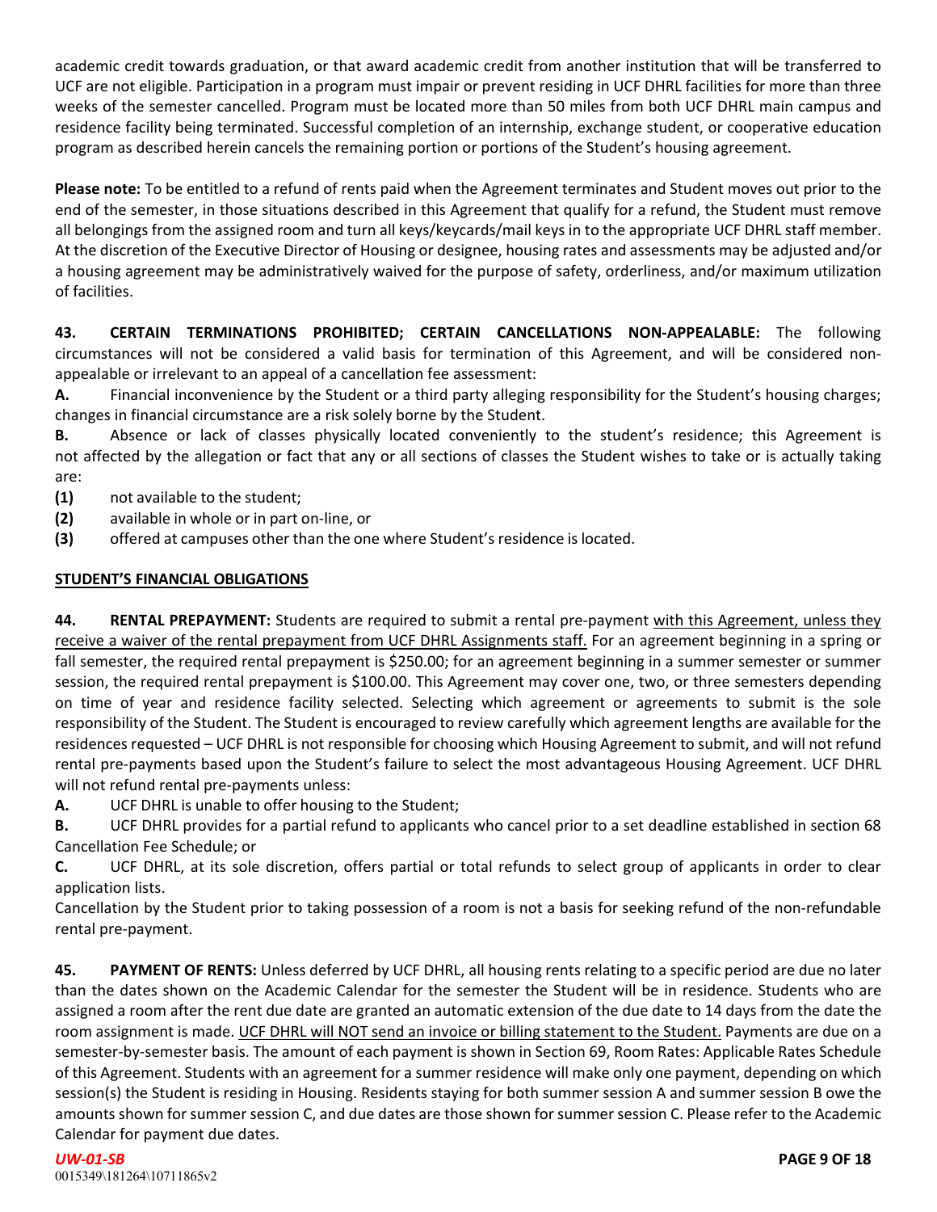academic credit towards graduation, or that award academic credit from another institution that will be transferred to UCF are not eligible. Participation in a program must impair or prevent residing in UCF DHRL facilities for more than three weeks of the semester cancelled. Program must be located more than 50 miles from both UCF DHRL main campus and residence facility being terminated. Successful completion of an internship, exchange student, or cooperative education program as described herein cancels the remaining portion or portions of the Student's housing agreement.

**Please note:** To be entitled to a refund of rents paid when the Agreement terminates and Student moves out prior to the end of the semester, in those situations described in this Agreement that qualify for a refund, the Student must remove all belongings from the assigned room and turn all keys/keycards/mail keys in to the appropriate UCF DHRL staff member. At the discretion of the Executive Director of Housing or designee, housing rates and assessments may be adjusted and/or a housing agreement may be administratively waived for the purpose of safety, orderliness, and/or maximum utilization of facilities.

**43. CERTAIN TERMINATIONS PROHIBITED; CERTAIN CANCELLATIONS NON-APPEALABLE:** The following circumstances will not be considered a valid basis for termination of this Agreement, and will be considered non-appealable or irrelevant to an appeal of a cancellation fee assessment:

**A.** Financial inconvenience by the Student or a third party alleging responsibility for the Student's housing charges; changes in financial circumstance are a risk solely borne by the Student.

**B.** Absence or lack of classes physically located conveniently to the student's residence; this Agreement is not affected by the allegation or fact that any or all sections of classes the Student wishes to take or is actually taking are:

**(1)** not available to the student;

**(2)** available in whole or in part on-line, or

**(3)** offered at campuses other than the one where Student's residence is located.

**STUDENT'S FINANCIAL OBLIGATIONS**

**44. RENTAL PREPAYMENT:** Students are required to submit a rental pre-payment with this Agreement, unless they receive a waiver of the rental prepayment from UCF DHRL Assignments staff. For an agreement beginning in a spring or fall semester, the required rental prepayment is $250.00; for an agreement beginning in a summer semester or summer session, the required rental prepayment is $100.00. This Agreement may cover one, two, or three semesters depending on time of year and residence facility selected. Selecting which agreement or agreements to submit is the sole responsibility of the Student. The Student is encouraged to review carefully which agreement lengths are available for the residences requested – UCF DHRL is not responsible for choosing which Housing Agreement to submit, and will not refund rental pre-payments based upon the Student's failure to select the most advantageous Housing Agreement. UCF DHRL will not refund rental pre-payments unless:

**A.** UCF DHRL is unable to offer housing to the Student;

**B.** UCF DHRL provides for a partial refund to applicants who cancel prior to a set deadline established in section 68 Cancellation Fee Schedule; or

**C.** UCF DHRL, at its sole discretion, offers partial or total refunds to select group of applicants in order to clear application lists.

Cancellation by the Student prior to taking possession of a room is not a basis for seeking refund of the non-refundable rental pre-payment.

**45. PAYMENT OF RENTS:** Unless deferred by UCF DHRL, all housing rents relating to a specific period are due no later than the dates shown on the Academic Calendar for the semester the Student will be in residence. Students who are assigned a room after the rent due date are granted an automatic extension of the due date to 14 days from the date the room assignment is made. UCF DHRL will NOT send an invoice or billing statement to the Student. Payments are due on a semester-by-semester basis. The amount of each payment is shown in Section 69, Room Rates: Applicable Rates Schedule of this Agreement. Students with an agreement for a summer residence will make only one payment, depending on which session(s) the Student is residing in Housing. Residents staying for both summer session A and summer session B owe the amounts shown for summer session C, and due dates are those shown for summer session C. Please refer to the Academic Calendar for payment due dates.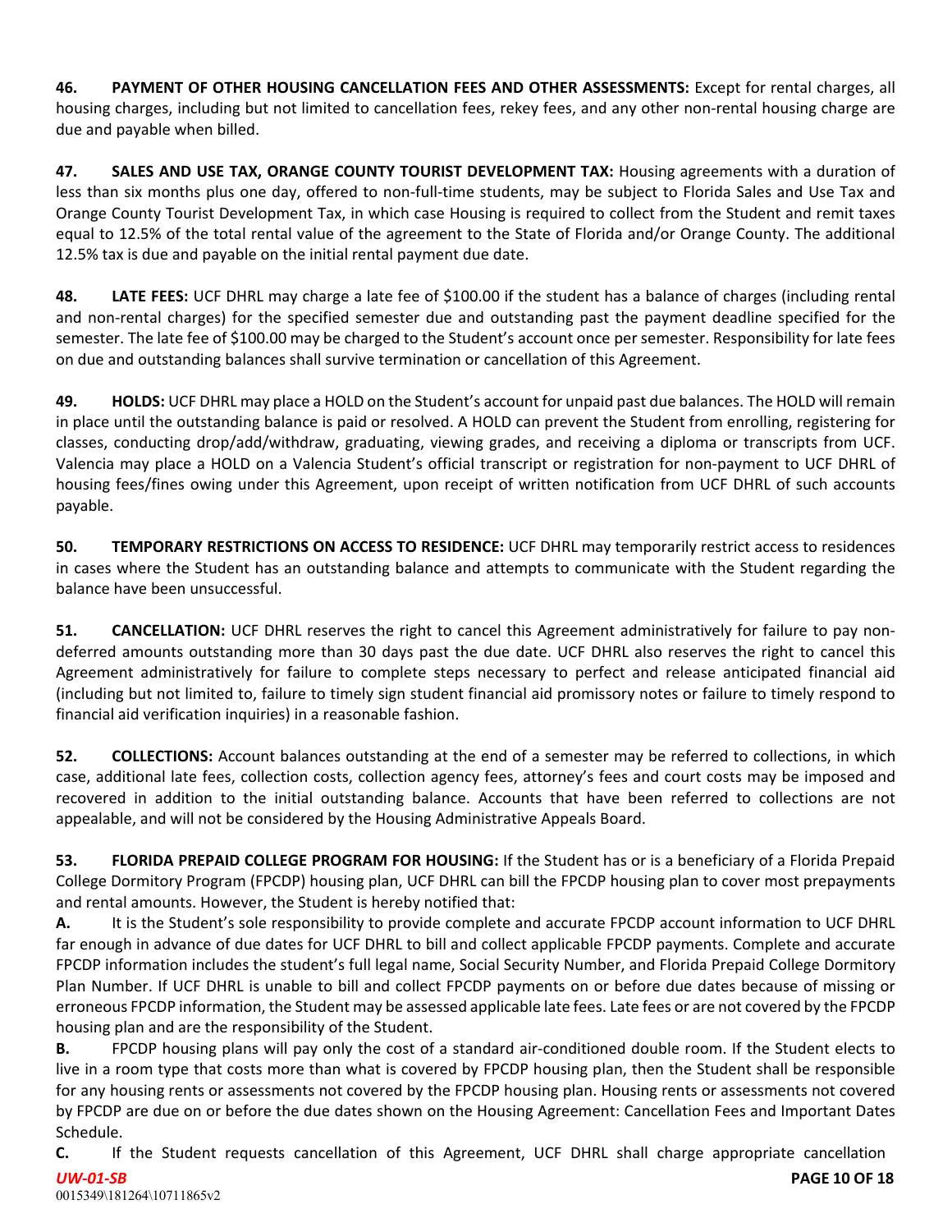**46. PAYMENT OF OTHER HOUSING CANCELLATION FEES AND OTHER ASSESSMENTS:** Except for rental charges, all housing charges, including but not limited to cancellation fees, rekey fees, and any other non-rental housing charge are due and payable when billed.

**47. SALES AND USE TAX, ORANGE COUNTY TOURIST DEVELOPMENT TAX:** Housing agreements with a duration of less than six months plus one day, offered to non-full-time students, may be subject to Florida Sales and Use Tax and Orange County Tourist Development Tax, in which case Housing is required to collect from the Student and remit taxes equal to 12.5% of the total rental value of the agreement to the State of Florida and/or Orange County. The additional 12.5% tax is due and payable on the initial rental payment due date.

**48. LATE FEES:** UCF DHRL may charge a late fee of $100.00 if the student has a balance of charges (including rental and non-rental charges) for the specified semester due and outstanding past the payment deadline specified for the semester. The late fee of $100.00 may be charged to the Student's account once per semester. Responsibility for late fees on due and outstanding balances shall survive termination or cancellation of this Agreement.

**49. HOLDS:** UCF DHRL may place a HOLD on the Student's account for unpaid past due balances. The HOLD will remain in place until the outstanding balance is paid or resolved. A HOLD can prevent the Student from enrolling, registering for classes, conducting drop/add/withdraw, graduating, viewing grades, and receiving a diploma or transcripts from UCF. Valencia may place a HOLD on a Valencia Student's official transcript or registration for non-payment to UCF DHRL of housing fees/fines owing under this Agreement, upon receipt of written notification from UCF DHRL of such accounts payable.

**50. TEMPORARY RESTRICTIONS ON ACCESS TO RESIDENCE:** UCF DHRL may temporarily restrict access to residences in cases where the Student has an outstanding balance and attempts to communicate with the Student regarding the balance have been unsuccessful.

**51. CANCELLATION:** UCF DHRL reserves the right to cancel this Agreement administratively for failure to pay non-deferred amounts outstanding more than 30 days past the due date. UCF DHRL also reserves the right to cancel this Agreement administratively for failure to complete steps necessary to perfect and release anticipated financial aid (including but not limited to, failure to timely sign student financial aid promissory notes or failure to timely respond to financial aid verification inquiries) in a reasonable fashion.

**52. COLLECTIONS:** Account balances outstanding at the end of a semester may be referred to collections, in which case, additional late fees, collection costs, collection agency fees, attorney's fees and court costs may be imposed and recovered in addition to the initial outstanding balance. Accounts that have been referred to collections are not appealable, and will not be considered by the Housing Administrative Appeals Board.

**53. FLORIDA PREPAID COLLEGE PROGRAM FOR HOUSING:** If the Student has or is a beneficiary of a Florida Prepaid College Dormitory Program (FPCDP) housing plan, UCF DHRL can bill the FPCDP housing plan to cover most prepayments and rental amounts. However, the Student is hereby notified that:

**A.** It is the Student's sole responsibility to provide complete and accurate FPCDP account information to UCF DHRL far enough in advance of due dates for UCF DHRL to bill and collect applicable FPCDP payments. Complete and accurate FPCDP information includes the student's full legal name, Social Security Number, and Florida Prepaid College Dormitory Plan Number. If UCF DHRL is unable to bill and collect FPCDP payments on or before due dates because of missing or erroneous FPCDP information, the Student may be assessed applicable late fees. Late fees or are not covered by the FPCDP housing plan and are the responsibility of the Student.

**B.** FPCDP housing plans will pay only the cost of a standard air-conditioned double room. If the Student elects to live in a room type that costs more than what is covered by FPCDP housing plan, then the Student shall be responsible for any housing rents or assessments not covered by the FPCDP housing plan. Housing rents or assessments not covered by FPCDP are due on or before the due dates shown on the Housing Agreement: Cancellation Fees and Important Dates Schedule.

**C.** If the Student requests cancellation of this Agreement, UCF DHRL shall charge appropriate cancellation

0015349\181264\10711865v2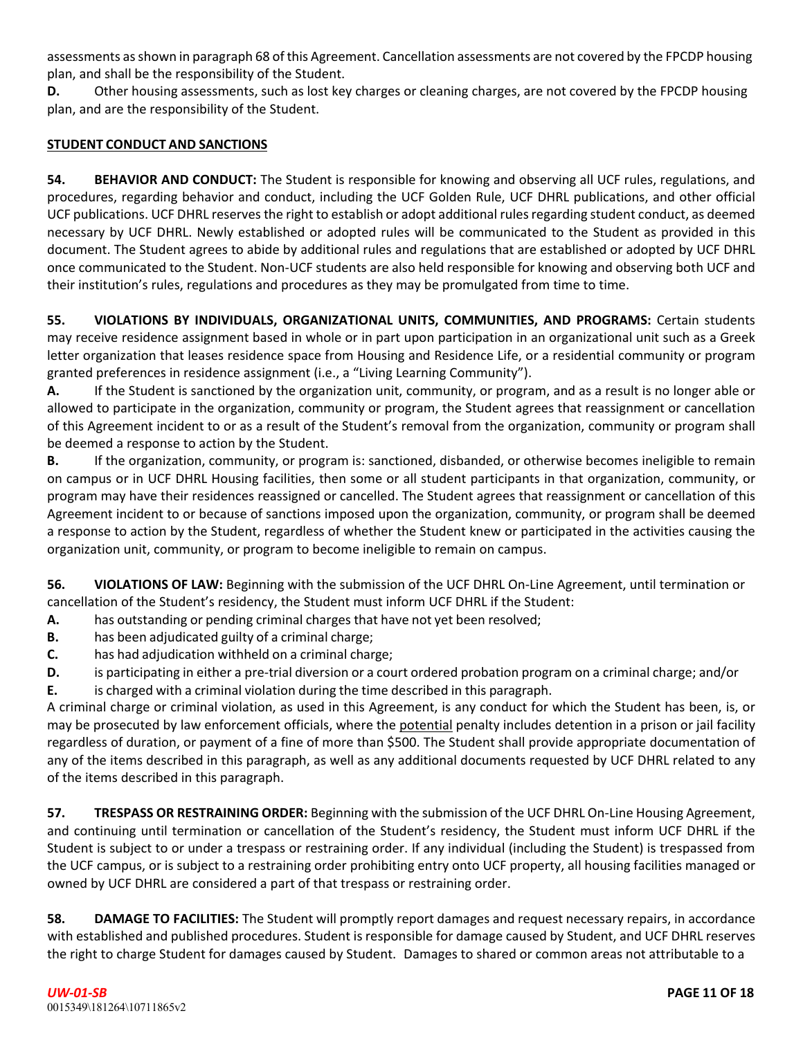assessments as shown in paragraph 68 of this Agreement. Cancellation assessments are not covered by the FPCDP housing plan, and shall be the responsibility of the Student.

**D.** Other housing assessments, such as lost key charges or cleaning charges, are not covered by the FPCDP housing plan, and are the responsibility of the Student.

## STUDENT CONDUCT AND SANCTIONS

**54. BEHAVIOR AND CONDUCT:** The Student is responsible for knowing and observing all UCF rules, regulations, and procedures, regarding behavior and conduct, including the UCF Golden Rule, UCF DHRL publications, and other official UCF publications. UCF DHRL reserves the right to establish or adopt additional rules regarding student conduct, as deemed necessary by UCF DHRL. Newly established or adopted rules will be communicated to the Student as provided in this document. The Student agrees to abide by additional rules and regulations that are established or adopted by UCF DHRL once communicated to the Student. Non-UCF students are also held responsible for knowing and observing both UCF and their institution's rules, regulations and procedures as they may be promulgated from time to time.

**55. VIOLATIONS BY INDIVIDUALS, ORGANIZATIONAL UNITS, COMMUNITIES, AND PROGRAMS:** Certain students may receive residence assignment based in whole or in part upon participation in an organizational unit such as a Greek letter organization that leases residence space from Housing and Residence Life, or a residential community or program granted preferences in residence assignment (i.e., a "Living Learning Community").

**A.** If the Student is sanctioned by the organization unit, community, or program, and as a result is no longer able or allowed to participate in the organization, community or program, the Student agrees that reassignment or cancellation of this Agreement incident to or as a result of the Student's removal from the organization, community or program shall be deemed a response to action by the Student.

**B.** If the organization, community, or program is: sanctioned, disbanded, or otherwise becomes ineligible to remain on campus or in UCF DHRL Housing facilities, then some or all student participants in that organization, community, or program may have their residences reassigned or cancelled. The Student agrees that reassignment or cancellation of this Agreement incident to or because of sanctions imposed upon the organization, community, or program shall be deemed a response to action by the Student, regardless of whether the Student knew or participated in the activities causing the organization unit, community, or program to become ineligible to remain on campus.

**56. VIOLATIONS OF LAW:** Beginning with the submission of the UCF DHRL On-Line Agreement, until termination or cancellation of the Student's residency, the Student must inform UCF DHRL if the Student:

**A.** has outstanding or pending criminal charges that have not yet been resolved;
**B.** has been adjudicated guilty of a criminal charge;
**C.** has had adjudication withheld on a criminal charge;
**D.** is participating in either a pre-trial diversion or a court ordered probation program on a criminal charge; and/or
**E.** is charged with a criminal violation during the time described in this paragraph.

A criminal charge or criminal violation, as used in this Agreement, is any conduct for which the Student has been, is, or may be prosecuted by law enforcement officials, where the potential penalty includes detention in a prison or jail facility regardless of duration, or payment of a fine of more than $500. The Student shall provide appropriate documentation of any of the items described in this paragraph, as well as any additional documents requested by UCF DHRL related to any of the items described in this paragraph.

**57. TRESPASS OR RESTRAINING ORDER:** Beginning with the submission of the UCF DHRL On-Line Housing Agreement, and continuing until termination or cancellation of the Student's residency, the Student must inform UCF DHRL if the Student is subject to or under a trespass or restraining order. If any individual (including the Student) is trespassed from the UCF campus, or is subject to a restraining order prohibiting entry onto UCF property, all housing facilities managed or owned by UCF DHRL are considered a part of that trespass or restraining order.

**58. DAMAGE TO FACILITIES:** The Student will promptly report damages and request necessary repairs, in accordance with established and published procedures. Student is responsible for damage caused by Student, and UCF DHRL reserves the right to charge Student for damages caused by Student. Damages to shared or common areas not attributable to a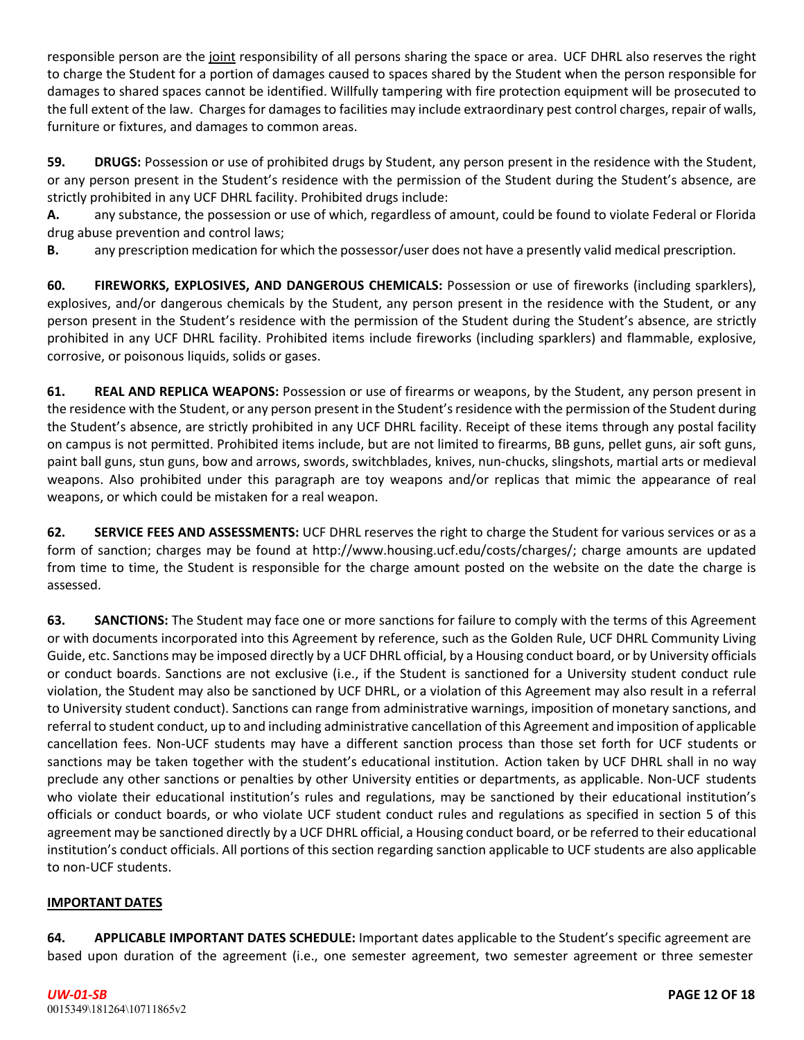responsible person are the joint responsibility of all persons sharing the space or area. UCF DHRL also reserves the right to charge the Student for a portion of damages caused to spaces shared by the Student when the person responsible for damages to shared spaces cannot be identified. Willfully tampering with fire protection equipment will be prosecuted to the full extent of the law. Charges for damages to facilities may include extraordinary pest control charges, repair of walls, furniture or fixtures, and damages to common areas.

**59. DRUGS:** Possession or use of prohibited drugs by Student, any person present in the residence with the Student, or any person present in the Student's residence with the permission of the Student during the Student's absence, are strictly prohibited in any UCF DHRL facility. Prohibited drugs include:

**A.** any substance, the possession or use of which, regardless of amount, could be found to violate Federal or Florida drug abuse prevention and control laws;

**B.** any prescription medication for which the possessor/user does not have a presently valid medical prescription.

**60. FIREWORKS, EXPLOSIVES, AND DANGEROUS CHEMICALS:** Possession or use of fireworks (including sparklers), explosives, and/or dangerous chemicals by the Student, any person present in the residence with the Student, or any person present in the Student's residence with the permission of the Student during the Student's absence, are strictly prohibited in any UCF DHRL facility. Prohibited items include fireworks (including sparklers) and flammable, explosive, corrosive, or poisonous liquids, solids or gases.

**61. REAL AND REPLICA WEAPONS:** Possession or use of firearms or weapons, by the Student, any person present in the residence with the Student, or any person present in the Student's residence with the permission of the Student during the Student's absence, are strictly prohibited in any UCF DHRL facility. Receipt of these items through any postal facility on campus is not permitted. Prohibited items include, but are not limited to firearms, BB guns, pellet guns, air soft guns, paint ball guns, stun guns, bow and arrows, swords, switchblades, knives, nun-chucks, slingshots, martial arts or medieval weapons. Also prohibited under this paragraph are toy weapons and/or replicas that mimic the appearance of real weapons, or which could be mistaken for a real weapon.

**62. SERVICE FEES AND ASSESSMENTS:** UCF DHRL reserves the right to charge the Student for various services or as a form of sanction; charges may be found at http://www.housing.ucf.edu/costs/charges/; charge amounts are updated from time to time, the Student is responsible for the charge amount posted on the website on the date the charge is assessed.

**63. SANCTIONS:** The Student may face one or more sanctions for failure to comply with the terms of this Agreement or with documents incorporated into this Agreement by reference, such as the Golden Rule, UCF DHRL Community Living Guide, etc. Sanctions may be imposed directly by a UCF DHRL official, by a Housing conduct board, or by University officials or conduct boards. Sanctions are not exclusive (i.e., if the Student is sanctioned for a University student conduct rule violation, the Student may also be sanctioned by UCF DHRL, or a violation of this Agreement may also result in a referral to University student conduct). Sanctions can range from administrative warnings, imposition of monetary sanctions, and referral to student conduct, up to and including administrative cancellation of this Agreement and imposition of applicable cancellation fees. Non-UCF students may have a different sanction process than those set forth for UCF students or sanctions may be taken together with the student's educational institution. Action taken by UCF DHRL shall in no way preclude any other sanctions or penalties by other University entities or departments, as applicable. Non-UCF students who violate their educational institution's rules and regulations, may be sanctioned by their educational institution's officials or conduct boards, or who violate UCF student conduct rules and regulations as specified in section 5 of this agreement may be sanctioned directly by a UCF DHRL official, a Housing conduct board, or be referred to their educational institution's conduct officials. All portions of this section regarding sanction applicable to UCF students are also applicable to non-UCF students.

## IMPORTANT DATES

**64. APPLICABLE IMPORTANT DATES SCHEDULE:** Important dates applicable to the Student's specific agreement are based upon duration of the agreement (i.e., one semester agreement, two semester agreement or three semester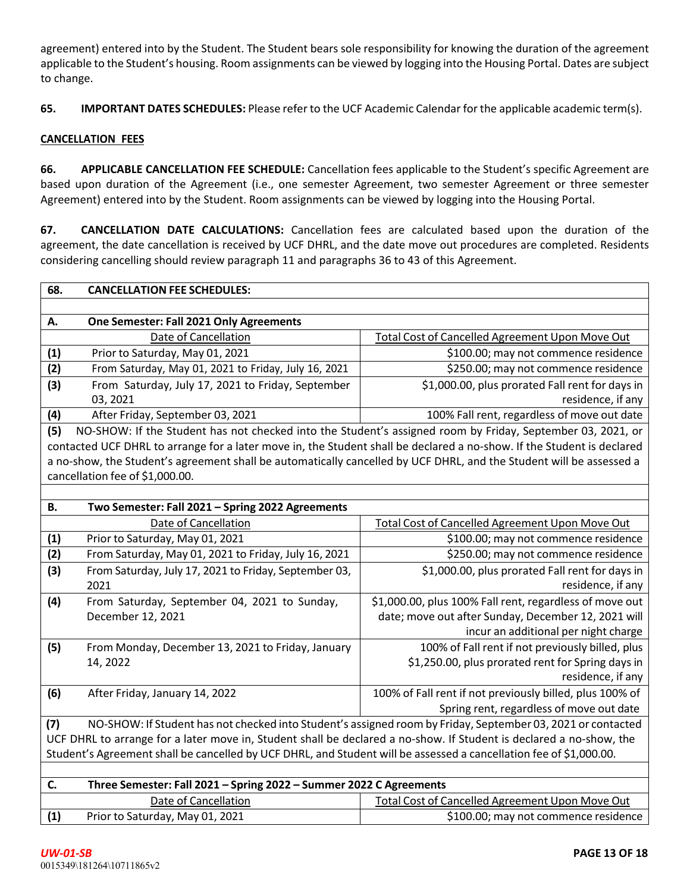agreement) entered into by the Student. The Student bears sole responsibility for knowing the duration of the agreement applicable to the Student's housing. Room assignments can be viewed by logging into the Housing Portal. Dates are subject to change.

**65. IMPORTANT DATES SCHEDULES:** Please refer to the UCF Academic Calendar for the applicable academic term(s).

**CANCELLATION FEES**

**66. APPLICABLE CANCELLATION FEE SCHEDULE:** Cancellation fees applicable to the Student's specific Agreement are based upon duration of the Agreement (i.e., one semester Agreement, two semester Agreement or three semester Agreement) entered into by the Student. Room assignments can be viewed by logging into the Housing Portal.

**67. CANCELLATION DATE CALCULATIONS:** Cancellation fees are calculated based upon the duration of the agreement, the date cancellation is received by UCF DHRL, and the date move out procedures are completed. Residents considering cancelling should review paragraph 11 and paragraphs 36 to 43 of this Agreement.

| **68.** | **CANCELLATION FEE SCHEDULES:** | |
|---|---|---|
| | | |
| **A.** | **One Semester: Fall 2021 Only Agreements** | |
| | Date of Cancellation | Total Cost of Cancelled Agreement Upon Move Out |
| **(1)** | Prior to Saturday, May 01, 2021 | $100.00; may not commence residence |
| **(2)** | From Saturday, May 01, 2021 to Friday, July 16, 2021 | $250.00; may not commence residence |
| **(3)** | From Saturday, July 17, 2021 to Friday, September 03, 2021 | $1,000.00, plus prorated Fall rent for days in residence, if any |
| **(4)** | After Friday, September 03, 2021 | 100% Fall rent, regardless of move out date |
| **(5)** | NO-SHOW: If the Student has not checked into the Student's assigned room by Friday, September 03, 2021, or contacted UCF DHRL to arrange for a later move in, the Student shall be declared a no-show. If the Student is declared a no-show, the Student's agreement shall be automatically cancelled by UCF DHRL, and the Student will be assessed a cancellation fee of $1,000.00. | |
| | | |
| **B.** | **Two Semester: Fall 2021 – Spring 2022 Agreements** | |
| | Date of Cancellation | Total Cost of Cancelled Agreement Upon Move Out |
| **(1)** | Prior to Saturday, May 01, 2021 | $100.00; may not commence residence |
| **(2)** | From Saturday, May 01, 2021 to Friday, July 16, 2021 | $250.00; may not commence residence |
| **(3)** | From Saturday, July 17, 2021 to Friday, September 03, 2021 | $1,000.00, plus prorated Fall rent for days in residence, if any |
| **(4)** | From Saturday, September 04, 2021 to Sunday, December 12, 2021 | $1,000.00, plus 100% Fall rent, regardless of move out date; move out after Sunday, December 12, 2021 will incur an additional per night charge |
| **(5)** | From Monday, December 13, 2021 to Friday, January 14, 2022 | 100% of Fall rent if not previously billed, plus $1,250.00, plus prorated rent for Spring days in residence, if any |
| **(6)** | After Friday, January 14, 2022 | 100% of Fall rent if not previously billed, plus 100% of Spring rent, regardless of move out date |
| **(7)** | NO-SHOW: If Student has not checked into Student's assigned room by Friday, September 03, 2021 or contacted UCF DHRL to arrange for a later move in, Student shall be declared a no-show. If Student is declared a no-show, the Student's Agreement shall be cancelled by UCF DHRL, and Student will be assessed a cancellation fee of $1,000.00. | |
| | | |
| **C.** | **Three Semester: Fall 2021 – Spring 2022 – Summer 2022 C Agreements** | |
| | Date of Cancellation | Total Cost of Cancelled Agreement Upon Move Out |
| **(1)** | Prior to Saturday, May 01, 2021 | $100.00; may not commence residence |

*UW-01-SB*

0015349\181264\10711865v2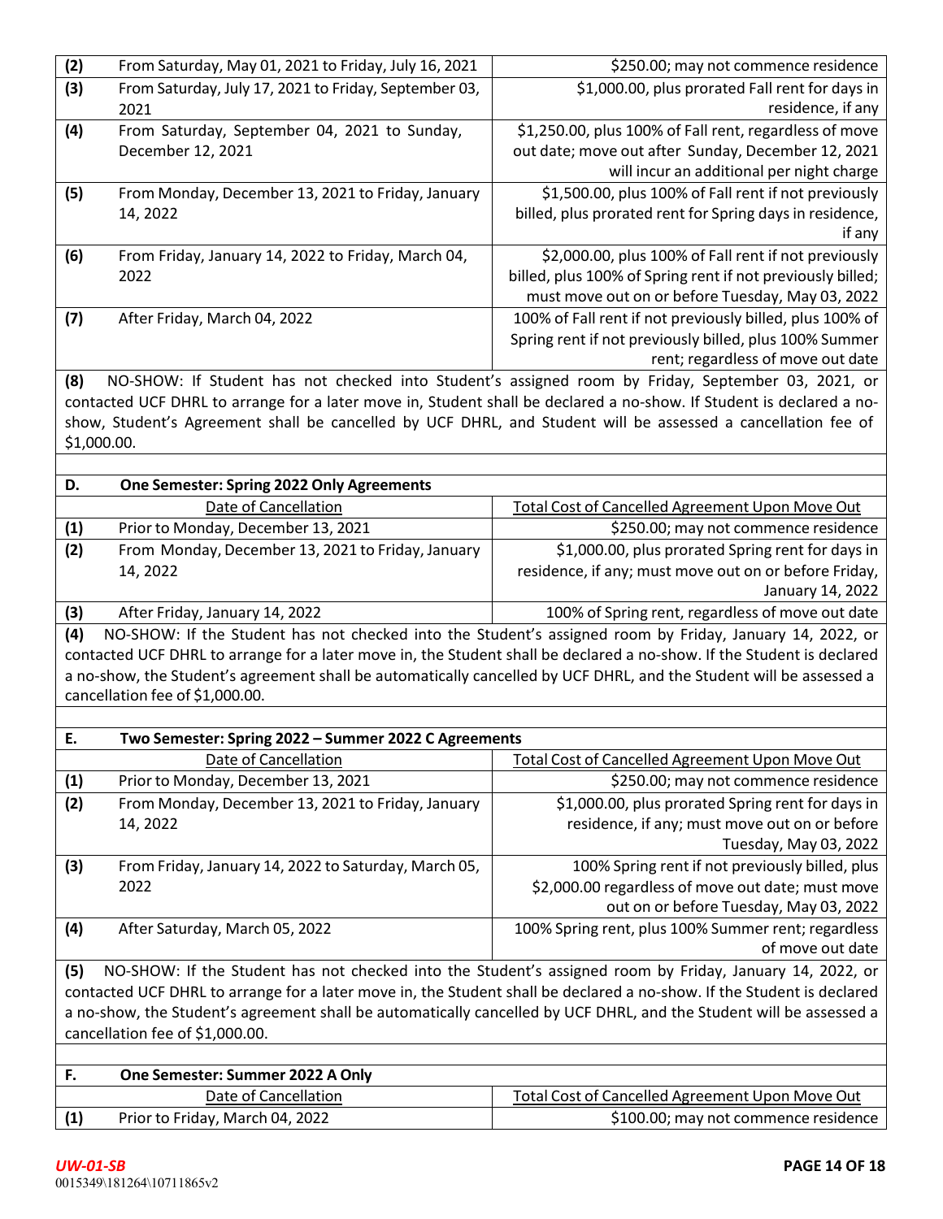| | | |
|---|---|---|
| (2) | From Saturday, May 01, 2021 to Friday, July 16, 2021 | $250.00; may not commence residence |
| (3) | From Saturday, July 17, 2021 to Friday, September 03, 2021 | $1,000.00, plus prorated Fall rent for days in residence, if any |
| (4) | From Saturday, September 04, 2021 to Sunday, December 12, 2021 | $1,250.00, plus 100% of Fall rent, regardless of move out date; move out after Sunday, December 12, 2021 will incur an additional per night charge |
| (5) | From Monday, December 13, 2021 to Friday, January 14, 2022 | $1,500.00, plus 100% of Fall rent if not previously billed, plus prorated rent for Spring days in residence, if any |
| (6) | From Friday, January 14, 2022 to Friday, March 04, 2022 | $2,000.00, plus 100% of Fall rent if not previously billed, plus 100% of Spring rent if not previously billed; must move out on or before Tuesday, May 03, 2022 |
| (7) | After Friday, March 04, 2022 | 100% of Fall rent if not previously billed, plus 100% of Spring rent if not previously billed, plus 100% Summer rent; regardless of move out date |

**(8)** NO-SHOW: If Student has not checked into Student's assigned room by Friday, September 03, 2021, or contacted UCF DHRL to arrange for a later move in, Student shall be declared a no-show. If Student is declared a no-show, Student's Agreement shall be cancelled by UCF DHRL, and Student will be assessed a cancellation fee of $1,000.00.

**D. One Semester: Spring 2022 Only Agreements**

| | Date of Cancellation | Total Cost of Cancelled Agreement Upon Move Out |
|---|---|---|
| (1) | Prior to Monday, December 13, 2021 | $250.00; may not commence residence |
| (2) | From Monday, December 13, 2021 to Friday, January 14, 2022 | $1,000.00, plus prorated Spring rent for days in residence, if any; must move out on or before Friday, January 14, 2022 |
| (3) | After Friday, January 14, 2022 | 100% of Spring rent, regardless of move out date |

**(4)** NO-SHOW: If the Student has not checked into the Student's assigned room by Friday, January 14, 2022, or contacted UCF DHRL to arrange for a later move in, the Student shall be declared a no-show. If the Student is declared a no-show, the Student's agreement shall be automatically cancelled by UCF DHRL, and the Student will be assessed a cancellation fee of $1,000.00.

**E. Two Semester: Spring 2022 – Summer 2022 C Agreements**

| | Date of Cancellation | Total Cost of Cancelled Agreement Upon Move Out |
|---|---|---|
| (1) | Prior to Monday, December 13, 2021 | $250.00; may not commence residence |
| (2) | From Monday, December 13, 2021 to Friday, January 14, 2022 | $1,000.00, plus prorated Spring rent for days in residence, if any; must move out on or before Tuesday, May 03, 2022 |
| (3) | From Friday, January 14, 2022 to Saturday, March 05, 2022 | 100% Spring rent if not previously billed, plus $2,000.00 regardless of move out date; must move out on or before Tuesday, May 03, 2022 |
| (4) | After Saturday, March 05, 2022 | 100% Spring rent, plus 100% Summer rent; regardless of move out date |

**(5)** NO-SHOW: If the Student has not checked into the Student's assigned room by Friday, January 14, 2022, or contacted UCF DHRL to arrange for a later move in, the Student shall be declared a no-show. If the Student is declared a no-show, the Student's agreement shall be automatically cancelled by UCF DHRL, and the Student will be assessed a cancellation fee of $1,000.00.

**F. One Semester: Summer 2022 A Only**

| | Date of Cancellation | Total Cost of Cancelled Agreement Upon Move Out |
|---|---|---|
| (1) | Prior to Friday, March 04, 2022 | $100.00; may not commence residence |

*UW-01-SB*
0015349\181264\10711865v2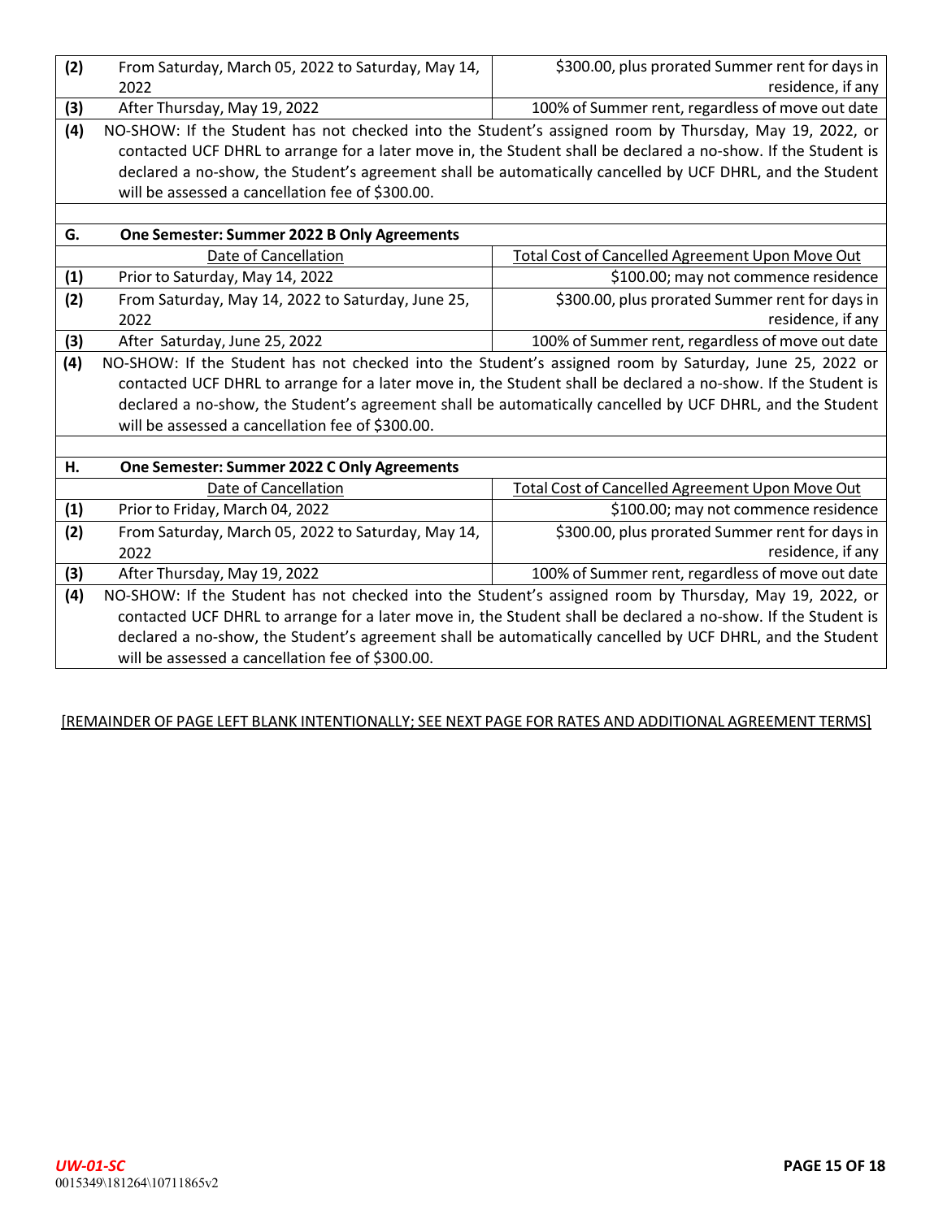| | | |
|---|---|---|
| **(2)** | From Saturday, March 05, 2022 to Saturday, May 14, 2022 | \$300.00, plus prorated Summer rent for days in residence, if any |
| **(3)** | After Thursday, May 19, 2022 | 100% of Summer rent, regardless of move out date |
| **(4)** | NO-SHOW: If the Student has not checked into the Student's assigned room by Thursday, May 19, 2022, or contacted UCF DHRL to arrange for a later move in, the Student shall be declared a no-show. If the Student is declared a no-show, the Student's agreement shall be automatically cancelled by UCF DHRL, and the Student will be assessed a cancellation fee of \$300.00. | |

| **G.** | **One Semester: Summer 2022 B Only Agreements** | |
|---|---|---|
| | <u>Date of Cancellation</u> | <u>Total Cost of Cancelled Agreement Upon Move Out</u> |
| **(1)** | Prior to Saturday, May 14, 2022 | \$100.00; may not commence residence |
| **(2)** | From Saturday, May 14, 2022 to Saturday, June 25, 2022 | \$300.00, plus prorated Summer rent for days in residence, if any |
| **(3)** | After Saturday, June 25, 2022 | 100% of Summer rent, regardless of move out date |
| **(4)** | NO-SHOW: If the Student has not checked into the Student's assigned room by Saturday, June 25, 2022 or contacted UCF DHRL to arrange for a later move in, the Student shall be declared a no-show. If the Student is declared a no-show, the Student's agreement shall be automatically cancelled by UCF DHRL, and the Student will be assessed a cancellation fee of \$300.00. | |

| **H.** | **One Semester: Summer 2022 C Only Agreements** | |
|---|---|---|
| | <u>Date of Cancellation</u> | <u>Total Cost of Cancelled Agreement Upon Move Out</u> |
| **(1)** | Prior to Friday, March 04, 2022 | \$100.00; may not commence residence |
| **(2)** | From Saturday, March 05, 2022 to Saturday, May 14, 2022 | \$300.00, plus prorated Summer rent for days in residence, if any |
| **(3)** | After Thursday, May 19, 2022 | 100% of Summer rent, regardless of move out date |
| **(4)** | NO-SHOW: If the Student has not checked into the Student's assigned room by Thursday, May 19, 2022, or contacted UCF DHRL to arrange for a later move in, the Student shall be declared a no-show. If the Student is declared a no-show, the Student's agreement shall be automatically cancelled by UCF DHRL, and the Student will be assessed a cancellation fee of \$300.00. | |

<u>[REMAINDER OF PAGE LEFT BLANK INTENTIONALLY; SEE NEXT PAGE FOR RATES AND ADDITIONAL AGREEMENT TERMS]</u>

*UW-01-SC*

0015349\181264\10711865v2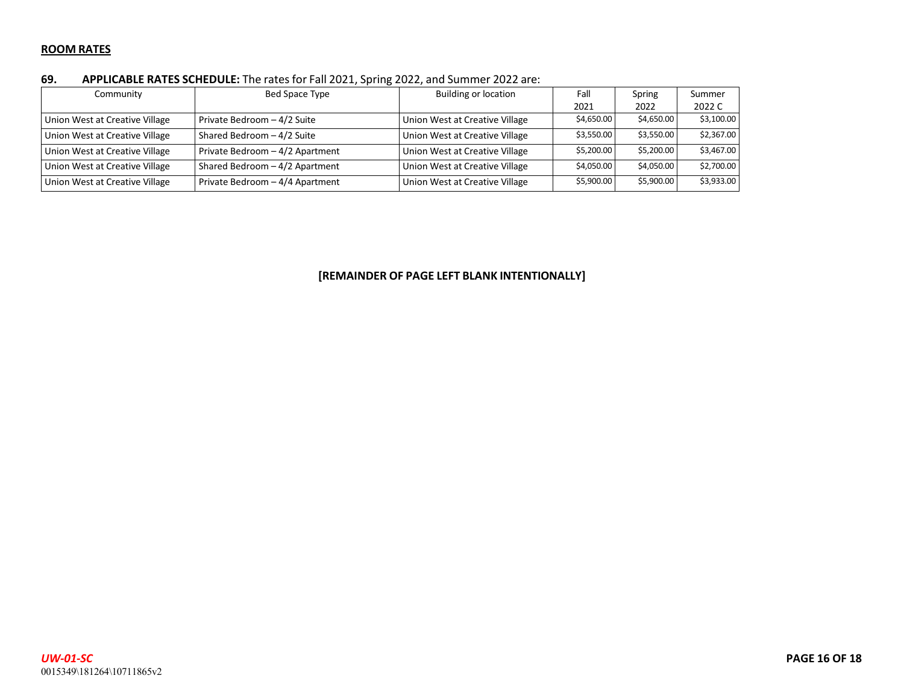**ROOM RATES**

**69. APPLICABLE RATES SCHEDULE:** The rates for Fall 2021, Spring 2022, and Summer 2022 are:

| Community | Bed Space Type | Building or location | Fall 2021 | Spring 2022 | Summer 2022 C |
|---|---|---|---|---|---|
| Union West at Creative Village | Private Bedroom – 4/2 Suite | Union West at Creative Village | $4,650.00 | $4,650.00 | $3,100.00 |
| Union West at Creative Village | Shared Bedroom – 4/2 Suite | Union West at Creative Village | $3,550.00 | $3,550.00 | $2,367.00 |
| Union West at Creative Village | Private Bedroom – 4/2 Apartment | Union West at Creative Village | $5,200.00 | $5,200.00 | $3,467.00 |
| Union West at Creative Village | Shared Bedroom – 4/2 Apartment | Union West at Creative Village | $4,050.00 | $4,050.00 | $2,700.00 |
| Union West at Creative Village | Private Bedroom – 4/4 Apartment | Union West at Creative Village | $5,900.00 | $5,900.00 | $3,933.00 |

**[REMAINDER OF PAGE LEFT BLANK INTENTIONALLY]**

*UW-01-SC*
0015349\181264\10711865v2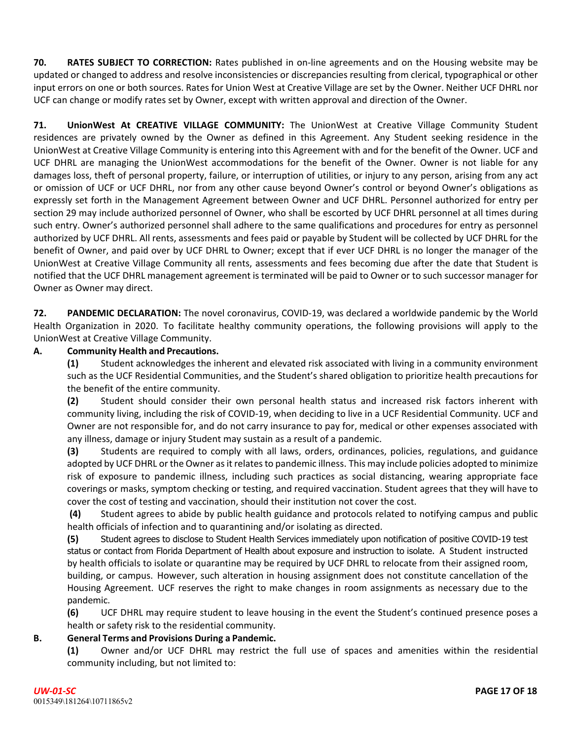**70. RATES SUBJECT TO CORRECTION:** Rates published in on-line agreements and on the Housing website may be updated or changed to address and resolve inconsistencies or discrepancies resulting from clerical, typographical or other input errors on one or both sources. Rates for Union West at Creative Village are set by the Owner. Neither UCF DHRL nor UCF can change or modify rates set by Owner, except with written approval and direction of the Owner.

**71. UnionWest At CREATIVE VILLAGE COMMUNITY:** The UnionWest at Creative Village Community Student residences are privately owned by the Owner as defined in this Agreement. Any Student seeking residence in the UnionWest at Creative Village Community is entering into this Agreement with and for the benefit of the Owner. UCF and UCF DHRL are managing the UnionWest accommodations for the benefit of the Owner. Owner is not liable for any damages loss, theft of personal property, failure, or interruption of utilities, or injury to any person, arising from any act or omission of UCF or UCF DHRL, nor from any other cause beyond Owner's control or beyond Owner's obligations as expressly set forth in the Management Agreement between Owner and UCF DHRL. Personnel authorized for entry per section 29 may include authorized personnel of Owner, who shall be escorted by UCF DHRL personnel at all times during such entry. Owner's authorized personnel shall adhere to the same qualifications and procedures for entry as personnel authorized by UCF DHRL. All rents, assessments and fees paid or payable by Student will be collected by UCF DHRL for the benefit of Owner, and paid over by UCF DHRL to Owner; except that if ever UCF DHRL is no longer the manager of the UnionWest at Creative Village Community all rents, assessments and fees becoming due after the date that Student is notified that the UCF DHRL management agreement is terminated will be paid to Owner or to such successor manager for Owner as Owner may direct.

**72. PANDEMIC DECLARATION:** The novel coronavirus, COVID-19, was declared a worldwide pandemic by the World Health Organization in 2020. To facilitate healthy community operations, the following provisions will apply to the UnionWest at Creative Village Community.

**A. Community Health and Precautions.**

**(1)** Student acknowledges the inherent and elevated risk associated with living in a community environment such as the UCF Residential Communities, and the Student's shared obligation to prioritize health precautions for the benefit of the entire community.

**(2)** Student should consider their own personal health status and increased risk factors inherent with community living, including the risk of COVID-19, when deciding to live in a UCF Residential Community. UCF and Owner are not responsible for, and do not carry insurance to pay for, medical or other expenses associated with any illness, damage or injury Student may sustain as a result of a pandemic.

**(3)** Students are required to comply with all laws, orders, ordinances, policies, regulations, and guidance adopted by UCF DHRL or the Owner as it relates to pandemic illness. This may include policies adopted to minimize risk of exposure to pandemic illness, including such practices as social distancing, wearing appropriate face coverings or masks, symptom checking or testing, and required vaccination. Student agrees that they will have to cover the cost of testing and vaccination, should their institution not cover the cost.

**(4)** Student agrees to abide by public health guidance and protocols related to notifying campus and public health officials of infection and to quarantining and/or isolating as directed.

**(5)** Student agrees to disclose to Student Health Services immediately upon notification of positive COVID-19 test status or contact from Florida Department of Health about exposure and instruction to isolate. A Student instructed by health officials to isolate or quarantine may be required by UCF DHRL to relocate from their assigned room, building, or campus. However, such alteration in housing assignment does not constitute cancellation of the Housing Agreement. UCF reserves the right to make changes in room assignments as necessary due to the pandemic.

**(6)** UCF DHRL may require student to leave housing in the event the Student's continued presence poses a health or safety risk to the residential community.

**B. General Terms and Provisions During a Pandemic.**

**(1)** Owner and/or UCF DHRL may restrict the full use of spaces and amenities within the residential community including, but not limited to: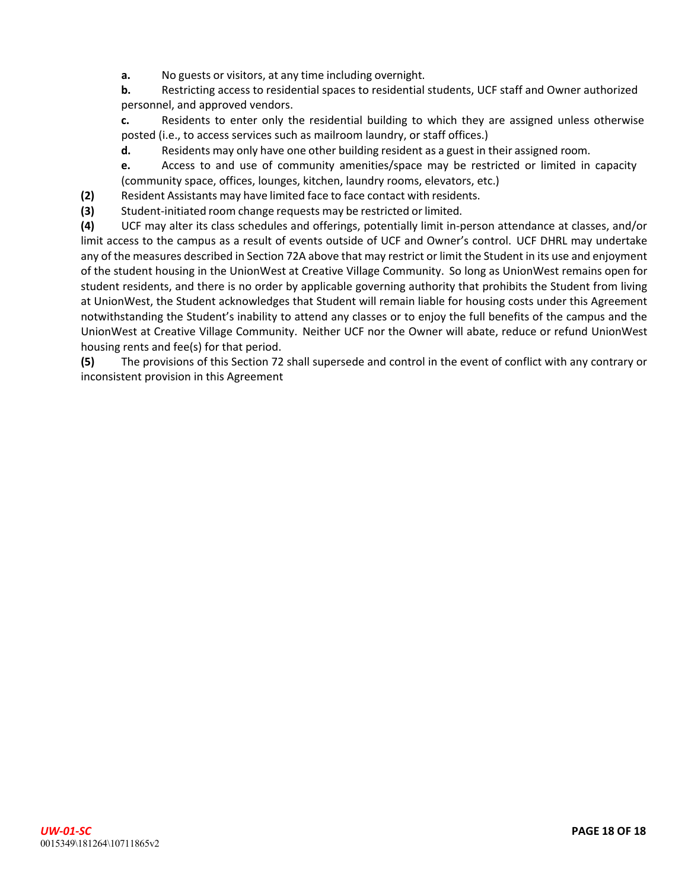**a.** No guests or visitors, at any time including overnight.

**b.** Restricting access to residential spaces to residential students, UCF staff and Owner authorized personnel, and approved vendors.

**c.** Residents to enter only the residential building to which they are assigned unless otherwise posted (i.e., to access services such as mailroom laundry, or staff offices.)

**d.** Residents may only have one other building resident as a guest in their assigned room.

**e.** Access to and use of community amenities/space may be restricted or limited in capacity (community space, offices, lounges, kitchen, laundry rooms, elevators, etc.)

**(2)** Resident Assistants may have limited face to face contact with residents.

**(3)** Student-initiated room change requests may be restricted or limited.

**(4)** UCF may alter its class schedules and offerings, potentially limit in-person attendance at classes, and/or limit access to the campus as a result of events outside of UCF and Owner's control. UCF DHRL may undertake any of the measures described in Section 72A above that may restrict or limit the Student in its use and enjoyment of the student housing in the UnionWest at Creative Village Community. So long as UnionWest remains open for student residents, and there is no order by applicable governing authority that prohibits the Student from living at UnionWest, the Student acknowledges that Student will remain liable for housing costs under this Agreement notwithstanding the Student's inability to attend any classes or to enjoy the full benefits of the campus and the UnionWest at Creative Village Community. Neither UCF nor the Owner will abate, reduce or refund UnionWest housing rents and fee(s) for that period.

**(5)** The provisions of this Section 72 shall supersede and control in the event of conflict with any contrary or inconsistent provision in this Agreement